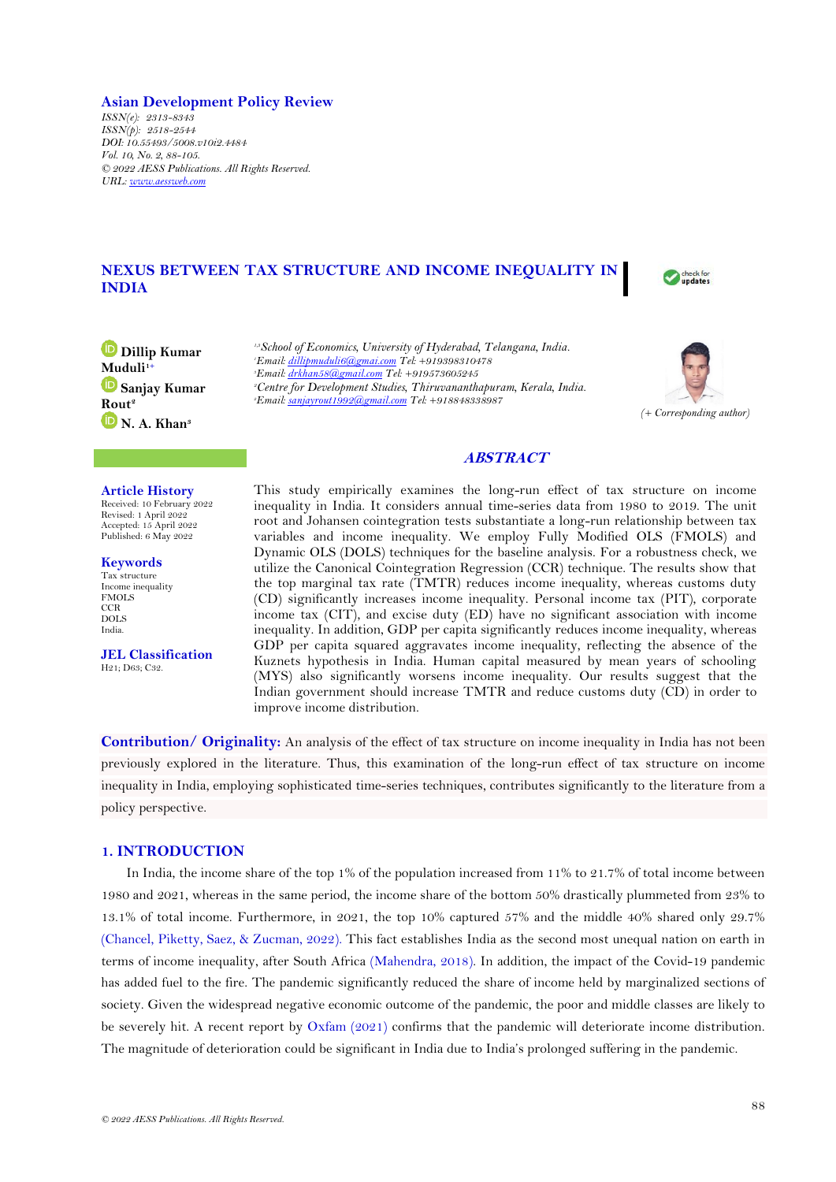**Asian Development Policy Review**
*ISSN(e): 2313-8343*
*ISSN(p): 2518-2544*
*DOI: 10.55493/5008.v10i2.4484*
*Vol. 10, No. 2, 88-105.*
*© 2022 AESS Publications. All Rights Reserved.*
*URL: www.aessweb.com*

# NEXUS BETWEEN TAX STRUCTURE AND INCOME INEQUALITY IN INDIA

**Dillip Kumar Muduli**[1+]
**Sanjay Kumar Rout**[2]
**N. A. Khan**[3]

[1,3]*School of Economics, University of Hyderabad, Telangana, India.*
[1]*Email: dillipmuduli6@gmai.com Tel: +919398310478*
[3]*Email: drkhan58@gmail.com Tel: +919573605245*
[2]*Centre for Development Studies, Thiruvananthapuram, Kerala, India.*
[2]*Email: sanjayrout1992@gmail.com Tel: +918848338987*

*(+ Corresponding author)*

**Article History**
Received: 10 February 2022
Revised: 1 April 2022
Accepted: 15 April 2022
Published: 6 May 2022

**Keywords**
Tax structure
Income inequality
FMOLS
CCR
DOLS
India.

**JEL Classification**
H21; D63; C32.

## ABSTRACT

This study empirically examines the long-run effect of tax structure on income inequality in India. It considers annual time-series data from 1980 to 2019. The unit root and Johansen cointegration tests substantiate a long-run relationship between tax variables and income inequality. We employ Fully Modified OLS (FMOLS) and Dynamic OLS (DOLS) techniques for the baseline analysis. For a robustness check, we utilize the Canonical Cointegration Regression (CCR) technique. The results show that the top marginal tax rate (TMTR) reduces income inequality, whereas customs duty (CD) significantly increases income inequality. Personal income tax (PIT), corporate income tax (CIT), and excise duty (ED) have no significant association with income inequality. In addition, GDP per capita significantly reduces income inequality, whereas GDP per capita squared aggravates income inequality, reflecting the absence of the Kuznets hypothesis in India. Human capital measured by mean years of schooling (MYS) also significantly worsens income inequality. Our results suggest that the Indian government should increase TMTR and reduce customs duty (CD) in order to improve income distribution.

**Contribution/ Originality:** An analysis of the effect of tax structure on income inequality in India has not been previously explored in the literature. Thus, this examination of the long-run effect of tax structure on income inequality in India, employing sophisticated time-series techniques, contributes significantly to the literature from a policy perspective.

## 1. INTRODUCTION

In India, the income share of the top 1% of the population increased from 11% to 21.7% of total income between 1980 and 2021, whereas in the same period, the income share of the bottom 50% drastically plummeted from 23% to 13.1% of total income. Furthermore, in 2021, the top 10% captured 57% and the middle 40% shared only 29.7% (Chancel, Piketty, Saez, & Zucman, 2022). This fact establishes India as the second most unequal nation on earth in terms of income inequality, after South Africa (Mahendra, 2018). In addition, the impact of the Covid-19 pandemic has added fuel to the fire. The pandemic significantly reduced the share of income held by marginalized sections of society. Given the widespread negative economic outcome of the pandemic, the poor and middle classes are likely to be severely hit. A recent report by Oxfam (2021) confirms that the pandemic will deteriorate income distribution. The magnitude of deterioration could be significant in India due to India's prolonged suffering in the pandemic.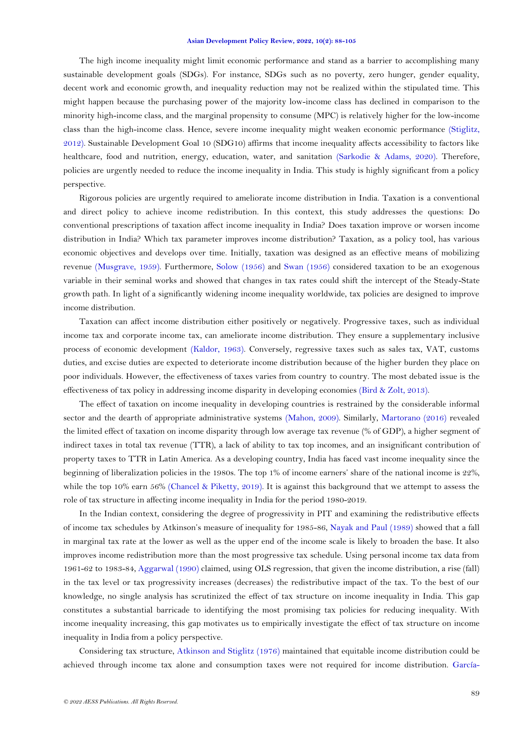The high income inequality might limit economic performance and stand as a barrier to accomplishing many sustainable development goals (SDGs). For instance, SDGs such as no poverty, zero hunger, gender equality, decent work and economic growth, and inequality reduction may not be realized within the stipulated time. This might happen because the purchasing power of the majority low-income class has declined in comparison to the minority high-income class, and the marginal propensity to consume (MPC) is relatively higher for the low-income class than the high-income class. Hence, severe income inequality might weaken economic performance (Stiglitz, 2012). Sustainable Development Goal 10 (SDG10) affirms that income inequality affects accessibility to factors like healthcare, food and nutrition, energy, education, water, and sanitation (Sarkodie & Adams, 2020). Therefore, policies are urgently needed to reduce the income inequality in India. This study is highly significant from a policy perspective.

Rigorous policies are urgently required to ameliorate income distribution in India. Taxation is a conventional and direct policy to achieve income redistribution. In this context, this study addresses the questions: Do conventional prescriptions of taxation affect income inequality in India? Does taxation improve or worsen income distribution in India? Which tax parameter improves income distribution? Taxation, as a policy tool, has various economic objectives and develops over time. Initially, taxation was designed as an effective means of mobilizing revenue (Musgrave, 1959). Furthermore, Solow (1956) and Swan (1956) considered taxation to be an exogenous variable in their seminal works and showed that changes in tax rates could shift the intercept of the Steady-State growth path. In light of a significantly widening income inequality worldwide, tax policies are designed to improve income distribution.

Taxation can affect income distribution either positively or negatively. Progressive taxes, such as individual income tax and corporate income tax, can ameliorate income distribution. They ensure a supplementary inclusive process of economic development (Kaldor, 1963). Conversely, regressive taxes such as sales tax, VAT, customs duties, and excise duties are expected to deteriorate income distribution because of the higher burden they place on poor individuals. However, the effectiveness of taxes varies from country to country. The most debated issue is the effectiveness of tax policy in addressing income disparity in developing economies (Bird & Zolt, 2013).

The effect of taxation on income inequality in developing countries is restrained by the considerable informal sector and the dearth of appropriate administrative systems (Mahon, 2009). Similarly, Martorano (2016) revealed the limited effect of taxation on income disparity through low average tax revenue (% of GDP), a higher segment of indirect taxes in total tax revenue (TTR), a lack of ability to tax top incomes, and an insignificant contribution of property taxes to TTR in Latin America. As a developing country, India has faced vast income inequality since the beginning of liberalization policies in the 1980s. The top 1% of income earners' share of the national income is 22%, while the top 10% earn 56% (Chancel & Piketty, 2019). It is against this background that we attempt to assess the role of tax structure in affecting income inequality in India for the period 1980-2019.

In the Indian context, considering the degree of progressivity in PIT and examining the redistributive effects of income tax schedules by Atkinson's measure of inequality for 1985-86, Nayak and Paul (1989) showed that a fall in marginal tax rate at the lower as well as the upper end of the income scale is likely to broaden the base. It also improves income redistribution more than the most progressive tax schedule. Using personal income tax data from 1961-62 to 1983-84, Aggarwal (1990) claimed, using OLS regression, that given the income distribution, a rise (fall) in the tax level or tax progressivity increases (decreases) the redistributive impact of the tax. To the best of our knowledge, no single analysis has scrutinized the effect of tax structure on income inequality in India. This gap constitutes a substantial barricade to identifying the most promising tax policies for reducing inequality. With income inequality increasing, this gap motivates us to empirically investigate the effect of tax structure on income inequality in India from a policy perspective.

Considering tax structure, Atkinson and Stiglitz (1976) maintained that equitable income distribution could be achieved through income tax alone and consumption taxes were not required for income distribution. García-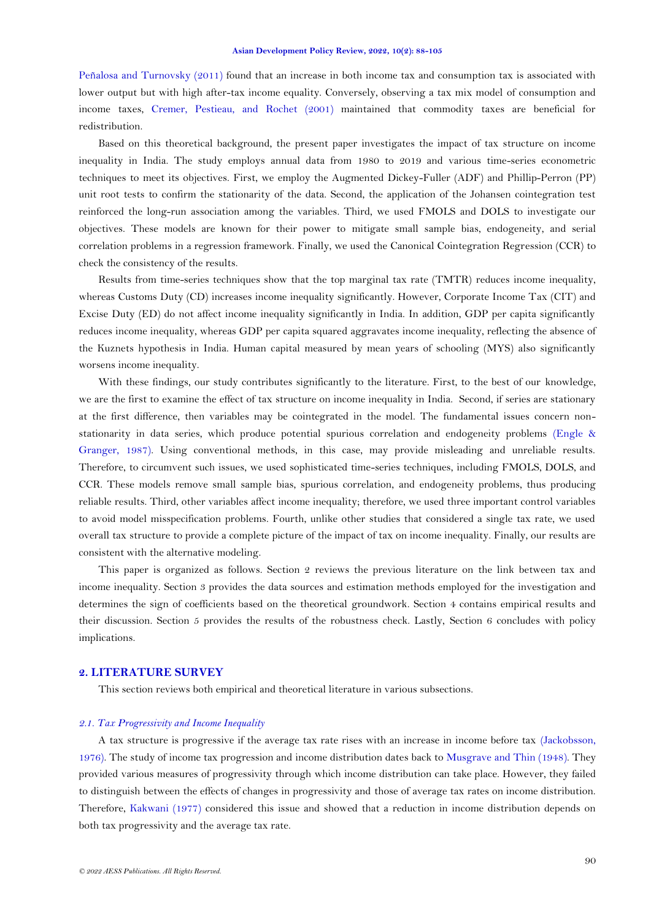Peñalosa and Turnovsky (2011) found that an increase in both income tax and consumption tax is associated with lower output but with high after-tax income equality. Conversely, observing a tax mix model of consumption and income taxes, Cremer, Pestieau, and Rochet (2001) maintained that commodity taxes are beneficial for redistribution.

Based on this theoretical background, the present paper investigates the impact of tax structure on income inequality in India. The study employs annual data from 1980 to 2019 and various time-series econometric techniques to meet its objectives. First, we employ the Augmented Dickey-Fuller (ADF) and Phillip-Perron (PP) unit root tests to confirm the stationarity of the data. Second, the application of the Johansen cointegration test reinforced the long-run association among the variables. Third, we used FMOLS and DOLS to investigate our objectives. These models are known for their power to mitigate small sample bias, endogeneity, and serial correlation problems in a regression framework. Finally, we used the Canonical Cointegration Regression (CCR) to check the consistency of the results.

Results from time-series techniques show that the top marginal tax rate (TMTR) reduces income inequality, whereas Customs Duty (CD) increases income inequality significantly. However, Corporate Income Tax (CIT) and Excise Duty (ED) do not affect income inequality significantly in India. In addition, GDP per capita significantly reduces income inequality, whereas GDP per capita squared aggravates income inequality, reflecting the absence of the Kuznets hypothesis in India. Human capital measured by mean years of schooling (MYS) also significantly worsens income inequality.

With these findings, our study contributes significantly to the literature. First, to the best of our knowledge, we are the first to examine the effect of tax structure on income inequality in India. Second, if series are stationary at the first difference, then variables may be cointegrated in the model. The fundamental issues concern non-stationarity in data series, which produce potential spurious correlation and endogeneity problems (Engle & Granger, 1987). Using conventional methods, in this case, may provide misleading and unreliable results. Therefore, to circumvent such issues, we used sophisticated time-series techniques, including FMOLS, DOLS, and CCR. These models remove small sample bias, spurious correlation, and endogeneity problems, thus producing reliable results. Third, other variables affect income inequality; therefore, we used three important control variables to avoid model misspecification problems. Fourth, unlike other studies that considered a single tax rate, we used overall tax structure to provide a complete picture of the impact of tax on income inequality. Finally, our results are consistent with the alternative modeling.

This paper is organized as follows. Section 2 reviews the previous literature on the link between tax and income inequality. Section 3 provides the data sources and estimation methods employed for the investigation and determines the sign of coefficients based on the theoretical groundwork. Section 4 contains empirical results and their discussion. Section 5 provides the results of the robustness check. Lastly, Section 6 concludes with policy implications.

## 2. LITERATURE SURVEY

This section reviews both empirical and theoretical literature in various subsections.

### *2.1. Tax Progressivity and Income Inequality*

A tax structure is progressive if the average tax rate rises with an increase in income before tax (Jackobsson, 1976). The study of income tax progression and income distribution dates back to Musgrave and Thin (1948). They provided various measures of progressivity through which income distribution can take place. However, they failed to distinguish between the effects of changes in progressivity and those of average tax rates on income distribution. Therefore, Kakwani (1977) considered this issue and showed that a reduction in income distribution depends on both tax progressivity and the average tax rate.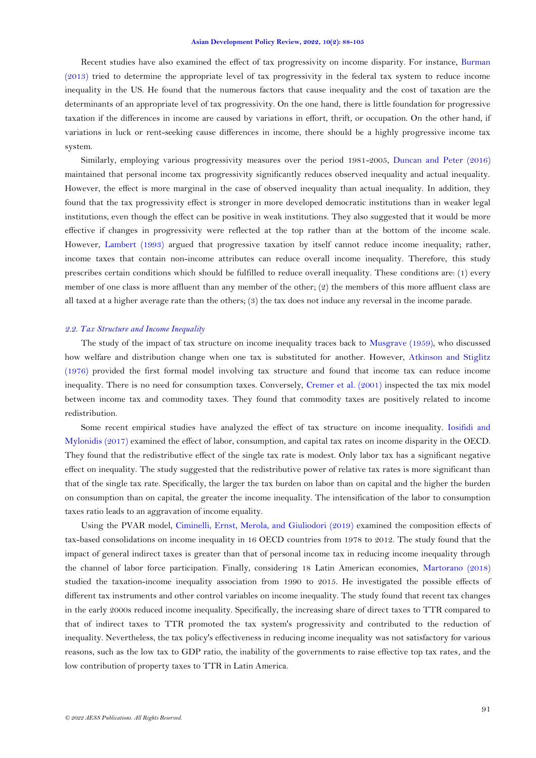Recent studies have also examined the effect of tax progressivity on income disparity. For instance, Burman (2013) tried to determine the appropriate level of tax progressivity in the federal tax system to reduce income inequality in the US. He found that the numerous factors that cause inequality and the cost of taxation are the determinants of an appropriate level of tax progressivity. On the one hand, there is little foundation for progressive taxation if the differences in income are caused by variations in effort, thrift, or occupation. On the other hand, if variations in luck or rent-seeking cause differences in income, there should be a highly progressive income tax system.

Similarly, employing various progressivity measures over the period 1981-2005, Duncan and Peter (2016) maintained that personal income tax progressivity significantly reduces observed inequality and actual inequality. However, the effect is more marginal in the case of observed inequality than actual inequality. In addition, they found that the tax progressivity effect is stronger in more developed democratic institutions than in weaker legal institutions, even though the effect can be positive in weak institutions. They also suggested that it would be more effective if changes in progressivity were reflected at the top rather than at the bottom of the income scale. However, Lambert (1993) argued that progressive taxation by itself cannot reduce income inequality; rather, income taxes that contain non-income attributes can reduce overall income inequality. Therefore, this study prescribes certain conditions which should be fulfilled to reduce overall inequality. These conditions are: (1) every member of one class is more affluent than any member of the other; (2) the members of this more affluent class are all taxed at a higher average rate than the others; (3) the tax does not induce any reversal in the income parade.

### *2.2. Tax Structure and Income Inequality*

The study of the impact of tax structure on income inequality traces back to Musgrave (1959), who discussed how welfare and distribution change when one tax is substituted for another. However, Atkinson and Stiglitz (1976) provided the first formal model involving tax structure and found that income tax can reduce income inequality. There is no need for consumption taxes. Conversely, Cremer et al. (2001) inspected the tax mix model between income tax and commodity taxes. They found that commodity taxes are positively related to income redistribution.

Some recent empirical studies have analyzed the effect of tax structure on income inequality. Iosifidi and Mylonidis (2017) examined the effect of labor, consumption, and capital tax rates on income disparity in the OECD. They found that the redistributive effect of the single tax rate is modest. Only labor tax has a significant negative effect on inequality. The study suggested that the redistributive power of relative tax rates is more significant than that of the single tax rate. Specifically, the larger the tax burden on labor than on capital and the higher the burden on consumption than on capital, the greater the income inequality. The intensification of the labor to consumption taxes ratio leads to an aggravation of income equality.

Using the PVAR model, Ciminelli, Ernst, Merola, and Giuliodori (2019) examined the composition effects of tax-based consolidations on income inequality in 16 OECD countries from 1978 to 2012. The study found that the impact of general indirect taxes is greater than that of personal income tax in reducing income inequality through the channel of labor force participation. Finally, considering 18 Latin American economies, Martorano (2018) studied the taxation-income inequality association from 1990 to 2015. He investigated the possible effects of different tax instruments and other control variables on income inequality. The study found that recent tax changes in the early 2000s reduced income inequality. Specifically, the increasing share of direct taxes to TTR compared to that of indirect taxes to TTR promoted the tax system's progressivity and contributed to the reduction of inequality. Nevertheless, the tax policy's effectiveness in reducing income inequality was not satisfactory for various reasons, such as the low tax to GDP ratio, the inability of the governments to raise effective top tax rates, and the low contribution of property taxes to TTR in Latin America.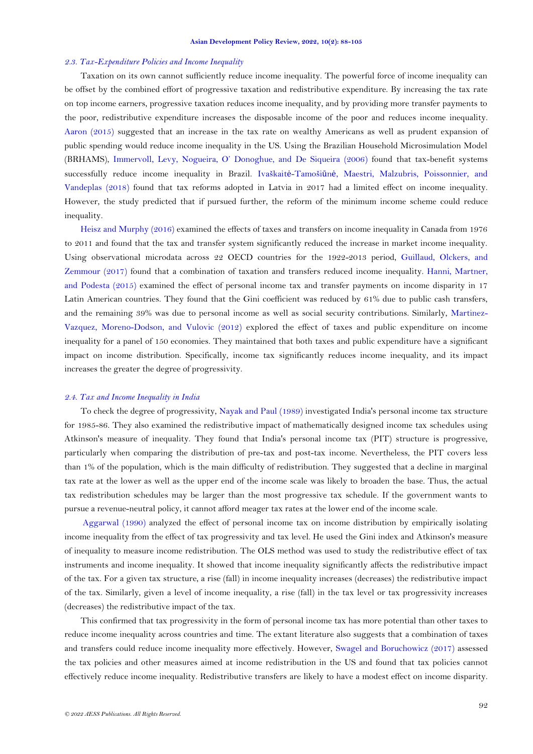### *2.3. Tax-Expenditure Policies and Income Inequality*

Taxation on its own cannot sufficiently reduce income inequality. The powerful force of income inequality can be offset by the combined effort of progressive taxation and redistributive expenditure. By increasing the tax rate on top income earners, progressive taxation reduces income inequality, and by providing more transfer payments to the poor, redistributive expenditure increases the disposable income of the poor and reduces income inequality. Aaron (2015) suggested that an increase in the tax rate on wealthy Americans as well as prudent expansion of public spending would reduce income inequality in the US. Using the Brazilian Household Microsimulation Model (BRHAMS), Immervoll, Levy, Nogueira, O' Donoghue, and De Siqueira (2006) found that tax-benefit systems successfully reduce income inequality in Brazil. Ivaškaitė-Tamošiūnė, Maestri, Malzubris, Poissonnier, and Vandeplas (2018) found that tax reforms adopted in Latvia in 2017 had a limited effect on income inequality. However, the study predicted that if pursued further, the reform of the minimum income scheme could reduce inequality.

Heisz and Murphy (2016) examined the effects of taxes and transfers on income inequality in Canada from 1976 to 2011 and found that the tax and transfer system significantly reduced the increase in market income inequality. Using observational microdata across 22 OECD countries for the 1922-2013 period, Guillaud, Olckers, and Zemmour (2017) found that a combination of taxation and transfers reduced income inequality. Hanni, Martner, and Podesta (2015) examined the effect of personal income tax and transfer payments on income disparity in 17 Latin American countries. They found that the Gini coefficient was reduced by 61% due to public cash transfers, and the remaining 39% was due to personal income as well as social security contributions. Similarly, Martinez-Vazquez, Moreno-Dodson, and Vulovic (2012) explored the effect of taxes and public expenditure on income inequality for a panel of 150 economies. They maintained that both taxes and public expenditure have a significant impact on income distribution. Specifically, income tax significantly reduces income inequality, and its impact increases the greater the degree of progressivity.

### *2.4. Tax and Income Inequality in India*

To check the degree of progressivity, Nayak and Paul (1989) investigated India's personal income tax structure for 1985-86. They also examined the redistributive impact of mathematically designed income tax schedules using Atkinson's measure of inequality. They found that India's personal income tax (PIT) structure is progressive, particularly when comparing the distribution of pre-tax and post-tax income. Nevertheless, the PIT covers less than 1% of the population, which is the main difficulty of redistribution. They suggested that a decline in marginal tax rate at the lower as well as the upper end of the income scale was likely to broaden the base. Thus, the actual tax redistribution schedules may be larger than the most progressive tax schedule. If the government wants to pursue a revenue-neutral policy, it cannot afford meager tax rates at the lower end of the income scale.

Aggarwal (1990) analyzed the effect of personal income tax on income distribution by empirically isolating income inequality from the effect of tax progressivity and tax level. He used the Gini index and Atkinson's measure of inequality to measure income redistribution. The OLS method was used to study the redistributive effect of tax instruments and income inequality. It showed that income inequality significantly affects the redistributive impact of the tax. For a given tax structure, a rise (fall) in income inequality increases (decreases) the redistributive impact of the tax. Similarly, given a level of income inequality, a rise (fall) in the tax level or tax progressivity increases (decreases) the redistributive impact of the tax.

This confirmed that tax progressivity in the form of personal income tax has more potential than other taxes to reduce income inequality across countries and time. The extant literature also suggests that a combination of taxes and transfers could reduce income inequality more effectively. However, Swagel and Boruchowicz (2017) assessed the tax policies and other measures aimed at income redistribution in the US and found that tax policies cannot effectively reduce income inequality. Redistributive transfers are likely to have a modest effect on income disparity.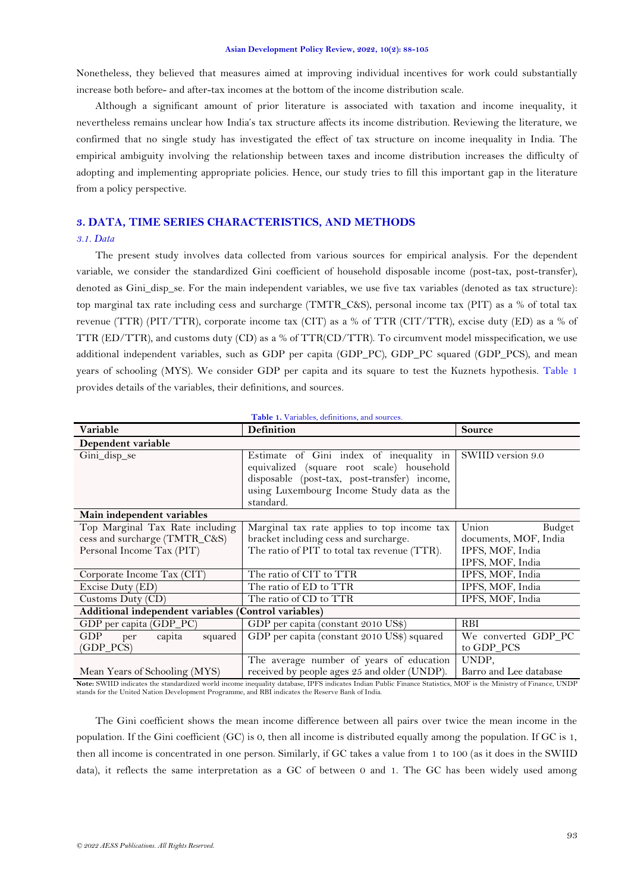Nonetheless, they believed that measures aimed at improving individual incentives for work could substantially increase both before- and after-tax incomes at the bottom of the income distribution scale.

Although a significant amount of prior literature is associated with taxation and income inequality, it nevertheless remains unclear how India's tax structure affects its income distribution. Reviewing the literature, we confirmed that no single study has investigated the effect of tax structure on income inequality in India. The empirical ambiguity involving the relationship between taxes and income distribution increases the difficulty of adopting and implementing appropriate policies. Hence, our study tries to fill this important gap in the literature from a policy perspective.

## 3. DATA, TIME SERIES CHARACTERISTICS, AND METHODS

### *3.1. Data*

The present study involves data collected from various sources for empirical analysis. For the dependent variable, we consider the standardized Gini coefficient of household disposable income (post-tax, post-transfer), denoted as Gini_disp_se. For the main independent variables, we use five tax variables (denoted as tax structure): top marginal tax rate including cess and surcharge (TMTR_C&S), personal income tax (PIT) as a % of total tax revenue (TTR) (PIT/TTR), corporate income tax (CIT) as a % of TTR (CIT/TTR), excise duty (ED) as a % of TTR (ED/TTR), and customs duty (CD) as a % of TTR(CD/TTR). To circumvent model misspecification, we use additional independent variables, such as GDP per capita (GDP_PC), GDP_PC squared (GDP_PCS), and mean years of schooling (MYS). We consider GDP per capita and its square to test the Kuznets hypothesis. Table 1 provides details of the variables, their definitions, and sources.

**Table 1.** Variables, definitions, and sources.

| Variable | Definition | Source |
|---|---|---|
| **Dependent variable** | | |
| Gini_disp_se | Estimate of Gini index of inequality in equivalized (square root scale) household disposable (post-tax, post-transfer) income, using Luxembourg Income Study data as the standard. | SWIID version 9.0 |
| **Main independent variables** | | |
| Top Marginal Tax Rate including cess and surcharge (TMTR_C&S) | Marginal tax rate applies to top income tax bracket including cess and surcharge. | Union Budget documents, MOF, India |
| Personal Income Tax (PIT) | The ratio of PIT to total tax revenue (TTR). | IPFS, MOF, India<br>IPFS, MOF, India |
| Corporate Income Tax (CIT) | The ratio of CIT to TTR | IPFS, MOF, India |
| Excise Duty (ED) | The ratio of ED to TTR | IPFS, MOF, India |
| Customs Duty (CD) | The ratio of CD to TTR | IPFS, MOF, India |
| **Additional independent variables (Control variables)** | | |
| GDP per capita (GDP_PC) | GDP per capita (constant 2010 US$) | RBI |
| GDP per capita squared (GDP_PCS) | GDP per capita (constant 2010 US$) squared | We converted GDP_PC to GDP_PCS |
| Mean Years of Schooling (MYS) | The average number of years of education received by people ages 25 and older (UNDP). | UNDP,<br>Barro and Lee database |

**Note:** SWIID indicates the standardized world income inequality database, IPFS indicates Indian Public Finance Statistics, MOF is the Ministry of Finance, UNDP stands for the United Nation Development Programme, and RBI indicates the Reserve Bank of India.

The Gini coefficient shows the mean income difference between all pairs over twice the mean income in the population. If the Gini coefficient (GC) is 0, then all income is distributed equally among the population. If GC is 1, then all income is concentrated in one person. Similarly, if GC takes a value from 1 to 100 (as it does in the SWIID data), it reflects the same interpretation as a GC of between 0 and 1. The GC has been widely used among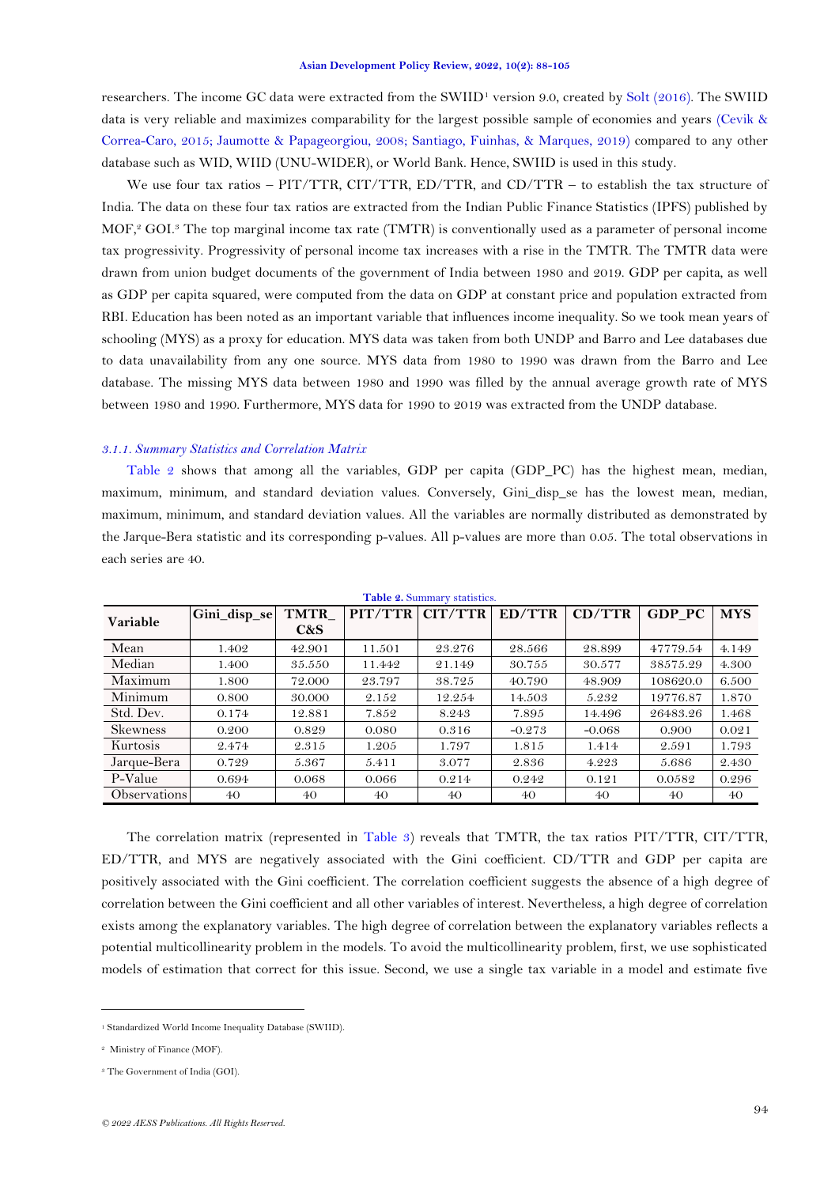researchers. The income GC data were extracted from the SWIID[1] version 9.0, created by Solt (2016). The SWIID data is very reliable and maximizes comparability for the largest possible sample of economies and years (Cevik & Correa-Caro, 2015; Jaumotte & Papageorgiou, 2008; Santiago, Fuinhas, & Marques, 2019) compared to any other database such as WID, WIID (UNU-WIDER), or World Bank. Hence, SWIID is used in this study.

We use four tax ratios – PIT/TTR, CIT/TTR, ED/TTR, and CD/TTR – to establish the tax structure of India. The data on these four tax ratios are extracted from the Indian Public Finance Statistics (IPFS) published by MOF,[2] GOI.[3] The top marginal income tax rate (TMTR) is conventionally used as a parameter of personal income tax progressivity. Progressivity of personal income tax increases with a rise in the TMTR. The TMTR data were drawn from union budget documents of the government of India between 1980 and 2019. GDP per capita, as well as GDP per capita squared, were computed from the data on GDP at constant price and population extracted from RBI. Education has been noted as an important variable that influences income inequality. So we took mean years of schooling (MYS) as a proxy for education. MYS data was taken from both UNDP and Barro and Lee databases due to data unavailability from any one source. MYS data from 1980 to 1990 was drawn from the Barro and Lee database. The missing MYS data between 1980 and 1990 was filled by the annual average growth rate of MYS between 1980 and 1990. Furthermore, MYS data for 1990 to 2019 was extracted from the UNDP database.

### *3.1.1. Summary Statistics and Correlation Matrix*

Table 2 shows that among all the variables, GDP per capita (GDP_PC) has the highest mean, median, maximum, minimum, and standard deviation values. Conversely, Gini_disp_se has the lowest mean, median, maximum, minimum, and standard deviation values. All the variables are normally distributed as demonstrated by the Jarque-Bera statistic and its corresponding p-values. All p-values are more than 0.05. The total observations in each series are 40.

**Table 2.** Summary statistics.

| Variable | Gini_disp_se | TMTR_C&S | PIT/TTR | CIT/TTR | ED/TTR | CD/TTR | GDP_PC | MYS |
|---|---|---|---|---|---|---|---|---|
| Mean | 1.402 | 42.901 | 11.501 | 23.276 | 28.566 | 28.899 | 47779.54 | 4.149 |
| Median | 1.400 | 35.550 | 11.442 | 21.149 | 30.755 | 30.577 | 38575.29 | 4.300 |
| Maximum | 1.800 | 72.000 | 23.797 | 38.725 | 40.790 | 48.909 | 108620.0 | 6.500 |
| Minimum | 0.800 | 30.000 | 2.152 | 12.254 | 14.503 | 5.232 | 19776.87 | 1.870 |
| Std. Dev. | 0.174 | 12.881 | 7.852 | 8.243 | 7.895 | 14.496 | 26483.26 | 1.468 |
| Skewness | 0.200 | 0.829 | 0.080 | 0.316 | -0.273 | -0.068 | 0.900 | 0.021 |
| Kurtosis | 2.474 | 2.315 | 1.205 | 1.797 | 1.815 | 1.414 | 2.591 | 1.793 |
| Jarque-Bera | 0.729 | 5.367 | 5.411 | 3.077 | 2.836 | 4.223 | 5.686 | 2.430 |
| P-Value | 0.694 | 0.068 | 0.066 | 0.214 | 0.242 | 0.121 | 0.0582 | 0.296 |
| Observations | 40 | 40 | 40 | 40 | 40 | 40 | 40 | 40 |

The correlation matrix (represented in Table 3) reveals that TMTR, the tax ratios PIT/TTR, CIT/TTR, ED/TTR, and MYS are negatively associated with the Gini coefficient. CD/TTR and GDP per capita are positively associated with the Gini coefficient. The correlation coefficient suggests the absence of a high degree of correlation between the Gini coefficient and all other variables of interest. Nevertheless, a high degree of correlation exists among the explanatory variables. The high degree of correlation between the explanatory variables reflects a potential multicollinearity problem in the models. To avoid the multicollinearity problem, first, we use sophisticated models of estimation that correct for this issue. Second, we use a single tax variable in a model and estimate five

---

[1] Standardized World Income Inequality Database (SWIID).

[2] Ministry of Finance (MOF).

[3] The Government of India (GOI).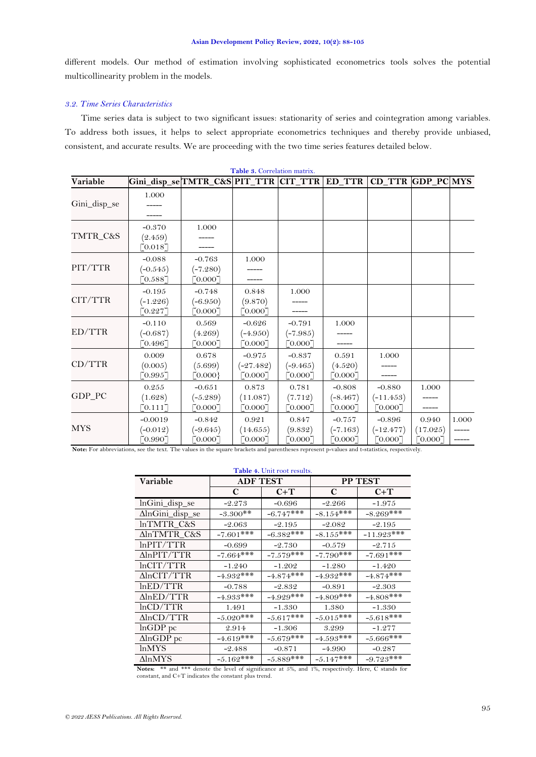different models. Our method of estimation involving sophisticated econometrics tools solves the potential multicollinearity problem in the models.

### *3.2. Time Series Characteristics*

Time series data is subject to two significant issues: stationarity of series and cointegration among variables. To address both issues, it helps to select appropriate econometrics techniques and thereby provide unbiased, consistent, and accurate results. We are proceeding with the two time series features detailed below.

**Table 3.** Correlation matrix.

| Variable | Gini_disp_se | TMTR_C&S | PIT_TTR | CIT_TTR | ED_TTR | CD_TTR | GDP_PC | MYS |
|---|---|---|---|---|---|---|---|---|
| Gini_disp_se | 1.000<br>-----<br>----- | | | | | | | |
| TMTR_C&S | -0.370<br>(2.459)<br>[0.018] | 1.000<br>-----<br>----- | | | | | | |
| PIT/TTR | -0.088<br>(-0.545)<br>[0.588] | -0.763<br>(-7.280)<br>[0.000] | 1.000<br>-----<br>----- | | | | | |
| CIT/TTR | -0.195<br>(-1.226)<br>[0.227] | -0.748<br>(-6.950)<br>[0.000] | 0.848<br>(9.870)<br>[0.000] | 1.000<br>-----<br>----- | | | | |
| ED/TTR | -0.110<br>(-0.687)<br>[0.496] | 0.569<br>(4.269)<br>[0.000] | -0.626<br>(-4.950)<br>[0.000] | -0.791<br>(-7.985)<br>[0.000] | 1.000<br>-----<br>----- | | | |
| CD/TTR | 0.009<br>(0.005)<br>[0.995] | 0.678<br>(5.699)<br>[0.000} | -0.975<br>(-27.482)<br>[0.000] | -0.837<br>(-9.465)<br>[0.000] | 0.591<br>(4.520)<br>[0.000] | 1.000<br>-----<br>----- | | |
| GDP_PC | 0.255<br>(1.628)<br>[0.111] | -0.651<br>(-5.289)<br>[0.000] | 0.873<br>(11.087)<br>[0.000] | 0.781<br>(7.712)<br>[0.000] | -0.808<br>(-8.467)<br>[0.000] | -0.880<br>(-11.453)<br>[0.000] | 1.000<br>-----<br>----- | |
| MYS | -0.0019<br>(-0.012)<br>[0.990] | -0.842<br>(-9.645)<br>[0.000] | 0.921<br>(14.655)<br>[0.000] | 0.847<br>(9.832)<br>[0.000] | -0.757<br>(-7.163)<br>[0.000] | -0.896<br>(-12.477)<br>[0.000] | 0.940<br>(17.025)<br>[0.000] | 1.000<br>-----<br>----- |

**Note:** For abbreviations, see the text. The values in the square brackets and parentheses represent p-values and t-statistics, respectively.

**Table 4.** Unit root results.

| Variable | ADF TEST | | PP TEST | |
|---|---|---|---|---|
| | C | C+T | C | C+T |
| lnGini_disp_se | -2.273 | -0.696 | -2.266 | -1.975 |
| ΔlnGini_disp_se | -3.300** | -6.747*** | -8.154*** | -8.269*** |
| lnTMTR_C&S | -2.063 | -2.195 | -2.082 | -2.195 |
| ΔlnTMTR_C&S | -7.601*** | -6.382*** | -8.155*** | -11.923*** |
| lnPIT/TTR | -0.699 | -2.730 | -0.579 | -2.715 |
| ΔlnPIT/TTR | -7.664*** | -7.579*** | -7.790*** | -7.691*** |
| lnCIT/TTR | -1.240 | -1.202 | -1.280 | -1.420 |
| ΔlnCIT/TTR | -4.932*** | -4.874*** | -4.932*** | -4.874*** |
| lnED/TTR | -0.788 | -2.832 | -0.891 | -2.303 |
| ΔlnED/TTR | -4.933*** | -4.929*** | -4.809*** | -4.808*** |
| lnCD/TTR | 1.491 | -1.330 | 1.380 | -1.330 |
| ΔlnCD/TTR | -5.020*** | -5.617*** | -5.015*** | -5.618*** |
| lnGDP pc | 2.914 | -1.306 | 3.299 | -1.277 |
| ΔlnGDP pc | -4.619*** | -5.679*** | -4.593*** | -5.666*** |
| lnMYS | -2.488 | -0.871 | -4.990 | -0.287 |
| ΔlnMYS | -5.162*** | -5.889*** | -5.147*** | -9.723*** |

**Notes:** ** and *** denote the level of significance at 5%, and 1%, respectively. Here, C stands for constant, and C+T indicates the constant plus trend.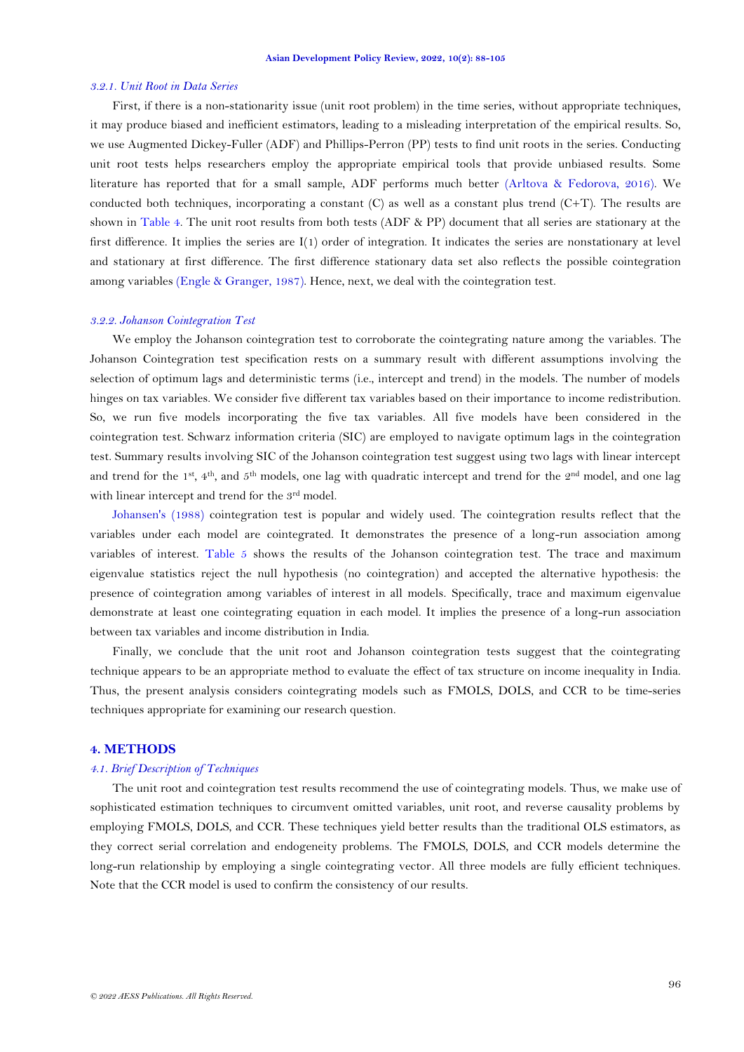### 3.2.1. Unit Root in Data Series

First, if there is a non-stationarity issue (unit root problem) in the time series, without appropriate techniques, it may produce biased and inefficient estimators, leading to a misleading interpretation of the empirical results. So, we use Augmented Dickey-Fuller (ADF) and Phillips-Perron (PP) tests to find unit roots in the series. Conducting unit root tests helps researchers employ the appropriate empirical tools that provide unbiased results. Some literature has reported that for a small sample, ADF performs much better (Arltova & Fedorova, 2016). We conducted both techniques, incorporating a constant (C) as well as a constant plus trend (C+T). The results are shown in Table 4. The unit root results from both tests (ADF & PP) document that all series are stationary at the first difference. It implies the series are I(1) order of integration. It indicates the series are nonstationary at level and stationary at first difference. The first difference stationary data set also reflects the possible cointegration among variables (Engle & Granger, 1987). Hence, next, we deal with the cointegration test.

### 3.2.2. Johanson Cointegration Test

We employ the Johanson cointegration test to corroborate the cointegrating nature among the variables. The Johanson Cointegration test specification rests on a summary result with different assumptions involving the selection of optimum lags and deterministic terms (i.e., intercept and trend) in the models. The number of models hinges on tax variables. We consider five different tax variables based on their importance to income redistribution. So, we run five models incorporating the five tax variables. All five models have been considered in the cointegration test. Schwarz information criteria (SIC) are employed to navigate optimum lags in the cointegration test. Summary results involving SIC of the Johanson cointegration test suggest using two lags with linear intercept and trend for the 1st, 4th, and 5th models, one lag with quadratic intercept and trend for the 2nd model, and one lag with linear intercept and trend for the 3rd model.

Johansen's (1988) cointegration test is popular and widely used. The cointegration results reflect that the variables under each model are cointegrated. It demonstrates the presence of a long-run association among variables of interest. Table 5 shows the results of the Johanson cointegration test. The trace and maximum eigenvalue statistics reject the null hypothesis (no cointegration) and accepted the alternative hypothesis: the presence of cointegration among variables of interest in all models. Specifically, trace and maximum eigenvalue demonstrate at least one cointegrating equation in each model. It implies the presence of a long-run association between tax variables and income distribution in India.

Finally, we conclude that the unit root and Johanson cointegration tests suggest that the cointegrating technique appears to be an appropriate method to evaluate the effect of tax structure on income inequality in India. Thus, the present analysis considers cointegrating models such as FMOLS, DOLS, and CCR to be time-series techniques appropriate for examining our research question.

## 4. METHODS

### 4.1. Brief Description of Techniques

The unit root and cointegration test results recommend the use of cointegrating models. Thus, we make use of sophisticated estimation techniques to circumvent omitted variables, unit root, and reverse causality problems by employing FMOLS, DOLS, and CCR. These techniques yield better results than the traditional OLS estimators, as they correct serial correlation and endogeneity problems. The FMOLS, DOLS, and CCR models determine the long-run relationship by employing a single cointegrating vector. All three models are fully efficient techniques. Note that the CCR model is used to confirm the consistency of our results.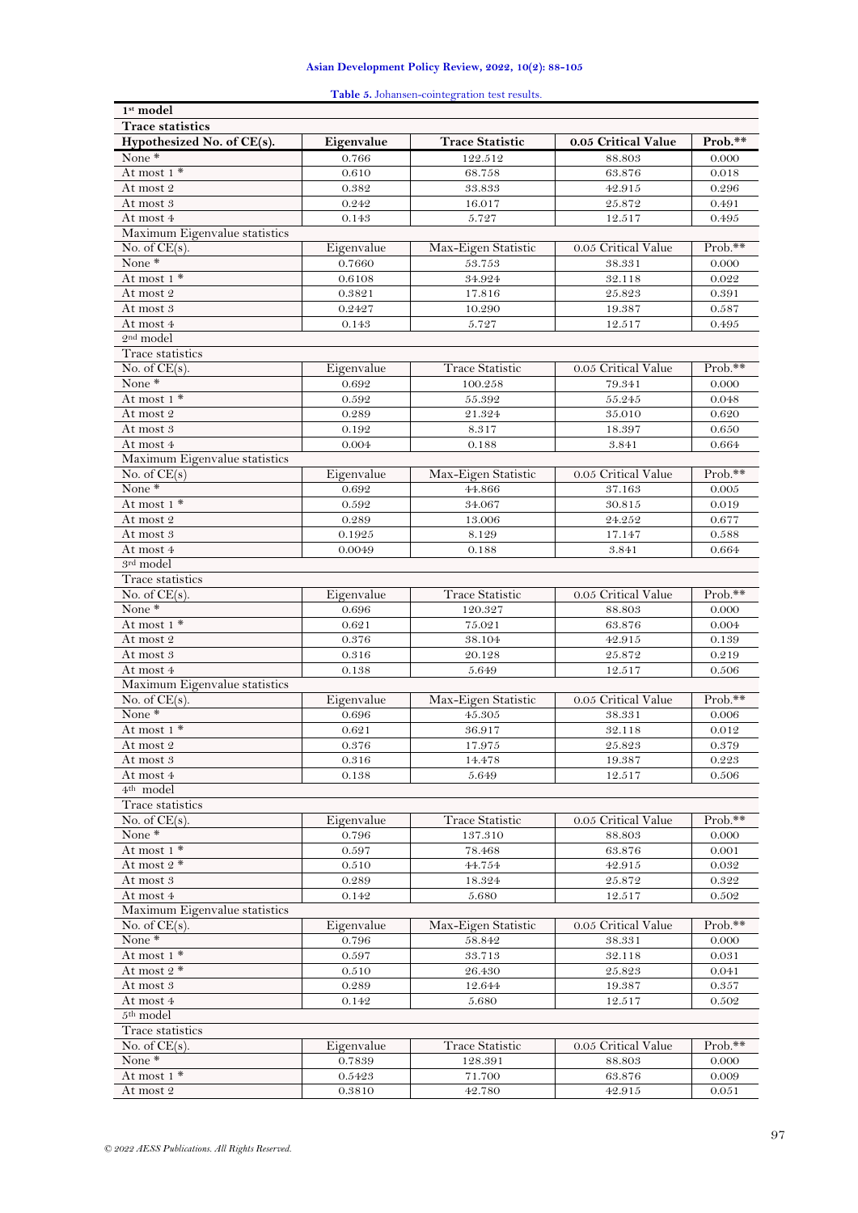**Table 5.** Johansen-cointegration test results.

| **1st model** | | | | |
|---|---|---|---|---|
| **Trace statistics** | | | | |
| **Hypothesized No. of CE(s).** | **Eigenvalue** | **Trace Statistic** | **0.05 Critical Value** | **Prob.**** |
| None * | 0.766 | 122.512 | 88.803 | 0.000 |
| At most 1 * | 0.610 | 68.758 | 63.876 | 0.018 |
| At most 2 | 0.382 | 33.833 | 42.915 | 0.296 |
| At most 3 | 0.242 | 16.017 | 25.872 | 0.491 |
| At most 4 | 0.143 | 5.727 | 12.517 | 0.495 |
| Maximum Eigenvalue statistics | | | | |
| No. of CE(s). | Eigenvalue | Max-Eigen Statistic | 0.05 Critical Value | Prob.** |
| None * | 0.7660 | 53.753 | 38.331 | 0.000 |
| At most 1 * | 0.6108 | 34.924 | 32.118 | 0.022 |
| At most 2 | 0.3821 | 17.816 | 25.823 | 0.391 |
| At most 3 | 0.2427 | 10.290 | 19.387 | 0.587 |
| At most 4 | 0.143 | 5.727 | 12.517 | 0.495 |
| 2nd model | | | | |
| Trace statistics | | | | |
| No. of CE(s). | Eigenvalue | Trace Statistic | 0.05 Critical Value | Prob.** |
| None * | 0.692 | 100.258 | 79.341 | 0.000 |
| At most 1 * | 0.592 | 55.392 | 55.245 | 0.048 |
| At most 2 | 0.289 | 21.324 | 35.010 | 0.620 |
| At most 3 | 0.192 | 8.317 | 18.397 | 0.650 |
| At most 4 | 0.004 | 0.188 | 3.841 | 0.664 |
| Maximum Eigenvalue statistics | | | | |
| No. of CE(s) | Eigenvalue | Max-Eigen Statistic | 0.05 Critical Value | Prob.** |
| None * | 0.692 | 44.866 | 37.163 | 0.005 |
| At most 1 * | 0.592 | 34.067 | 30.815 | 0.019 |
| At most 2 | 0.289 | 13.006 | 24.252 | 0.677 |
| At most 3 | 0.1925 | 8.129 | 17.147 | 0.588 |
| At most 4 | 0.0049 | 0.188 | 3.841 | 0.664 |
| 3rd model | | | | |
| Trace statistics | | | | |
| No. of CE(s). | Eigenvalue | Trace Statistic | 0.05 Critical Value | Prob.** |
| None * | 0.696 | 120.327 | 88.803 | 0.000 |
| At most 1 * | 0.621 | 75.021 | 63.876 | 0.004 |
| At most 2 | 0.376 | 38.104 | 42.915 | 0.139 |
| At most 3 | 0.316 | 20.128 | 25.872 | 0.219 |
| At most 4 | 0.138 | 5.649 | 12.517 | 0.506 |
| Maximum Eigenvalue statistics | | | | |
| No. of CE(s). | Eigenvalue | Max-Eigen Statistic | 0.05 Critical Value | Prob.** |
| None * | 0.696 | 45.305 | 38.331 | 0.006 |
| At most 1 * | 0.621 | 36.917 | 32.118 | 0.012 |
| At most 2 | 0.376 | 17.975 | 25.823 | 0.379 |
| At most 3 | 0.316 | 14.478 | 19.387 | 0.223 |
| At most 4 | 0.138 | 5.649 | 12.517 | 0.506 |
| 4th model | | | | |
| Trace statistics | | | | |
| No. of CE(s). | Eigenvalue | Trace Statistic | 0.05 Critical Value | Prob.** |
| None * | 0.796 | 137.310 | 88.803 | 0.000 |
| At most 1 * | 0.597 | 78.468 | 63.876 | 0.001 |
| At most 2 * | 0.510 | 44.754 | 42.915 | 0.032 |
| At most 3 | 0.289 | 18.324 | 25.872 | 0.322 |
| At most 4 | 0.142 | 5.680 | 12.517 | 0.502 |
| Maximum Eigenvalue statistics | | | | |
| No. of CE(s). | Eigenvalue | Max-Eigen Statistic | 0.05 Critical Value | Prob.** |
| None * | 0.796 | 58.842 | 38.331 | 0.000 |
| At most 1 * | 0.597 | 33.713 | 32.118 | 0.031 |
| At most 2 * | 0.510 | 26.430 | 25.823 | 0.041 |
| At most 3 | 0.289 | 12.644 | 19.387 | 0.357 |
| At most 4 | 0.142 | 5.680 | 12.517 | 0.502 |
| 5th model | | | | |
| Trace statistics | | | | |
| No. of CE(s). | Eigenvalue | Trace Statistic | 0.05 Critical Value | Prob.** |
| None * | 0.7839 | 128.391 | 88.803 | 0.000 |
| At most 1 * | 0.5423 | 71.700 | 63.876 | 0.009 |
| At most 2 | 0.3810 | 42.780 | 42.915 | 0.051 |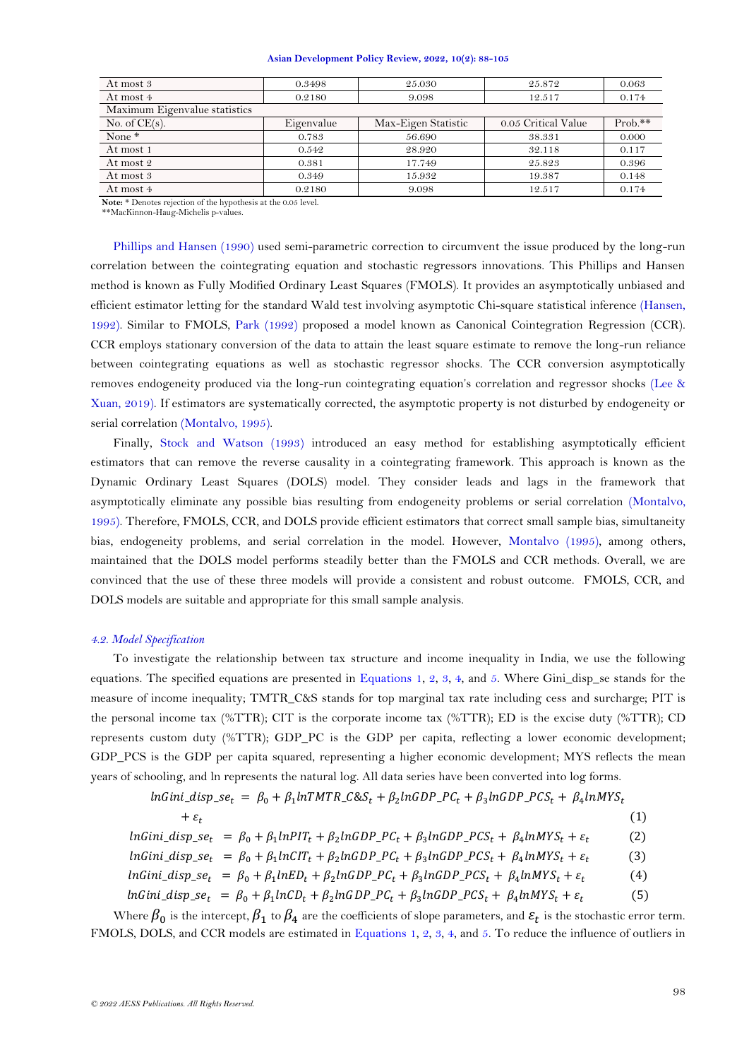| At most 3 | 0.3498 | 25.030 | 25.872 | 0.063 |
|---|---|---|---|---|
| At most 4 | 0.2180 | 9.098 | 12.517 | 0.174 |
| Maximum Eigenvalue statistics | | | | |
| No. of CE(s). | Eigenvalue | Max-Eigen Statistic | 0.05 Critical Value | Prob.** |
| None * | 0.783 | 56.690 | 38.331 | 0.000 |
| At most 1 | 0.542 | 28.920 | 32.118 | 0.117 |
| At most 2 | 0.381 | 17.749 | 25.823 | 0.396 |
| At most 3 | 0.349 | 15.932 | 19.387 | 0.148 |
| At most 4 | 0.2180 | 9.098 | 12.517 | 0.174 |

**Note:** * Denotes rejection of the hypothesis at the 0.05 level.
**MacKinnon-Haug-Michelis p-values.

Phillips and Hansen (1990) used semi-parametric correction to circumvent the issue produced by the long-run correlation between the cointegrating equation and stochastic regressors innovations. This Phillips and Hansen method is known as Fully Modified Ordinary Least Squares (FMOLS). It provides an asymptotically unbiased and efficient estimator letting for the standard Wald test involving asymptotic Chi-square statistical inference (Hansen, 1992). Similar to FMOLS, Park (1992) proposed a model known as Canonical Cointegration Regression (CCR). CCR employs stationary conversion of the data to attain the least square estimate to remove the long-run reliance between cointegrating equations as well as stochastic regressor shocks. The CCR conversion asymptotically removes endogeneity produced via the long-run cointegrating equation's correlation and regressor shocks (Lee & Xuan, 2019). If estimators are systematically corrected, the asymptotic property is not disturbed by endogeneity or serial correlation (Montalvo, 1995).

Finally, Stock and Watson (1993) introduced an easy method for establishing asymptotically efficient estimators that can remove the reverse causality in a cointegrating framework. This approach is known as the Dynamic Ordinary Least Squares (DOLS) model. They consider leads and lags in the framework that asymptotically eliminate any possible bias resulting from endogeneity problems or serial correlation (Montalvo, 1995). Therefore, FMOLS, CCR, and DOLS provide efficient estimators that correct small sample bias, simultaneity bias, endogeneity problems, and serial correlation in the model. However, Montalvo (1995), among others, maintained that the DOLS model performs steadily better than the FMOLS and CCR methods. Overall, we are convinced that the use of these three models will provide a consistent and robust outcome. FMOLS, CCR, and DOLS models are suitable and appropriate for this small sample analysis.

### *4.2. Model Specification*

To investigate the relationship between tax structure and income inequality in India, we use the following equations. The specified equations are presented in Equations 1, 2, 3, 4, and 5. Where Gini_disp_se stands for the measure of income inequality; TMTR_C&S stands for top marginal tax rate including cess and surcharge; PIT is the personal income tax (%TTR); CIT is the corporate income tax (%TTR); ED is the excise duty (%TTR); CD represents custom duty (%TTR); GDP_PC is the GDP per capita, reflecting a lower economic development; GDP_PCS is the GDP per capita squared, representing a higher economic development; MYS reflects the mean years of schooling, and ln represents the natural log. All data series have been converted into log forms.

$$lnGini\_disp\_se_t = \beta_0 + \beta_1 lnTMTR\_C\&S_t + \beta_2 lnGDP\_PC_t + \beta_3 lnGDP\_PCS_t + \beta_4 lnMYS_t + \varepsilon_t \quad (1)$$

$$lnGini\_disp\_se_t = \beta_0 + \beta_1 lnPIT_t + \beta_2 lnGDP\_PC_t + \beta_3 lnGDP\_PCS_t + \beta_4 lnMYS_t + \varepsilon_t \quad (2)$$

$$lnGini\_disp\_se_t = \beta_0 + \beta_1 lnCIT_t + \beta_2 lnGDP\_PC_t + \beta_3 lnGDP\_PCS_t + \beta_4 lnMYS_t + \varepsilon_t \quad (3)$$

$$lnGini\_disp\_se_t = \beta_0 + \beta_1 lnED_t + \beta_2 lnGDP\_PC_t + \beta_3 lnGDP\_PCS_t + \beta_4 lnMYS_t + \varepsilon_t \quad (4)$$

$$lnGini\_disp\_se_t = \beta_0 + \beta_1 lnCD_t + \beta_2 lnGDP\_PC_t + \beta_3 lnGDP\_PCS_t + \beta_4 lnMYS_t + \varepsilon_t \quad (5)$$

Where $\beta_0$ is the intercept, $\beta_1$ to $\beta_4$ are the coefficients of slope parameters, and $\varepsilon_t$ is the stochastic error term. FMOLS, DOLS, and CCR models are estimated in Equations 1, 2, 3, 4, and 5. To reduce the influence of outliers in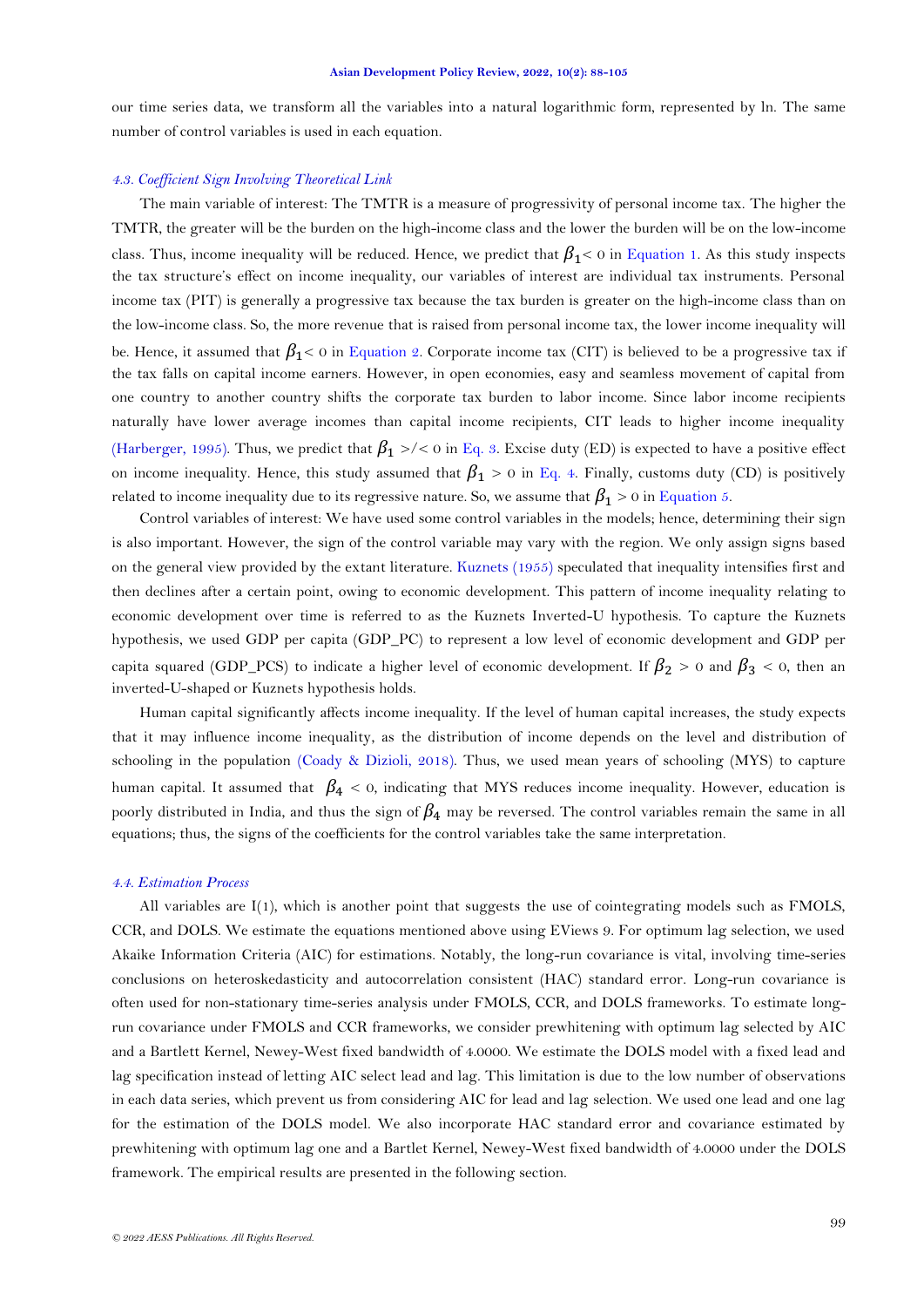our time series data, we transform all the variables into a natural logarithmic form, represented by ln. The same number of control variables is used in each equation.

### *4.3. Coefficient Sign Involving Theoretical Link*

The main variable of interest: The TMTR is a measure of progressivity of personal income tax. The higher the TMTR, the greater will be the burden on the high-income class and the lower the burden will be on the low-income class. Thus, income inequality will be reduced. Hence, we predict that $\beta_1 < 0$ in Equation 1. As this study inspects the tax structure's effect on income inequality, our variables of interest are individual tax instruments. Personal income tax (PIT) is generally a progressive tax because the tax burden is greater on the high-income class than on the low-income class. So, the more revenue that is raised from personal income tax, the lower income inequality will be. Hence, it assumed that $\beta_1 < 0$ in Equation 2. Corporate income tax (CIT) is believed to be a progressive tax if the tax falls on capital income earners. However, in open economies, easy and seamless movement of capital from one country to another country shifts the corporate tax burden to labor income. Since labor income recipients naturally have lower average incomes than capital income recipients, CIT leads to higher income inequality (Harberger, 1995). Thus, we predict that $\beta_1 >/< 0$ in Eq. 3. Excise duty (ED) is expected to have a positive effect on income inequality. Hence, this study assumed that $\beta_1 > 0$ in Eq. 4. Finally, customs duty (CD) is positively related to income inequality due to its regressive nature. So, we assume that $\beta_1 > 0$ in Equation 5.

Control variables of interest: We have used some control variables in the models; hence, determining their sign is also important. However, the sign of the control variable may vary with the region. We only assign signs based on the general view provided by the extant literature. Kuznets (1955) speculated that inequality intensifies first and then declines after a certain point, owing to economic development. This pattern of income inequality relating to economic development over time is referred to as the Kuznets Inverted-U hypothesis. To capture the Kuznets hypothesis, we used GDP per capita (GDP_PC) to represent a low level of economic development and GDP per capita squared (GDP_PCS) to indicate a higher level of economic development. If $\beta_2 > 0$ and $\beta_3 < 0$, then an inverted-U-shaped or Kuznets hypothesis holds.

Human capital significantly affects income inequality. If the level of human capital increases, the study expects that it may influence income inequality, as the distribution of income depends on the level and distribution of schooling in the population (Coady & Dizioli, 2018). Thus, we used mean years of schooling (MYS) to capture human capital. It assumed that $\beta_4 < 0$, indicating that MYS reduces income inequality. However, education is poorly distributed in India, and thus the sign of $\beta_4$ may be reversed. The control variables remain the same in all equations; thus, the signs of the coefficients for the control variables take the same interpretation.

### *4.4. Estimation Process*

All variables are I(1), which is another point that suggests the use of cointegrating models such as FMOLS, CCR, and DOLS. We estimate the equations mentioned above using EViews 9. For optimum lag selection, we used Akaike Information Criteria (AIC) for estimations. Notably, the long-run covariance is vital, involving time-series conclusions on heteroskedasticity and autocorrelation consistent (HAC) standard error. Long-run covariance is often used for non-stationary time-series analysis under FMOLS, CCR, and DOLS frameworks. To estimate long-run covariance under FMOLS and CCR frameworks, we consider prewhitening with optimum lag selected by AIC and a Bartlett Kernel, Newey-West fixed bandwidth of 4.0000. We estimate the DOLS model with a fixed lead and lag specification instead of letting AIC select lead and lag. This limitation is due to the low number of observations in each data series, which prevent us from considering AIC for lead and lag selection. We used one lead and one lag for the estimation of the DOLS model. We also incorporate HAC standard error and covariance estimated by prewhitening with optimum lag one and a Bartlet Kernel, Newey-West fixed bandwidth of 4.0000 under the DOLS framework. The empirical results are presented in the following section.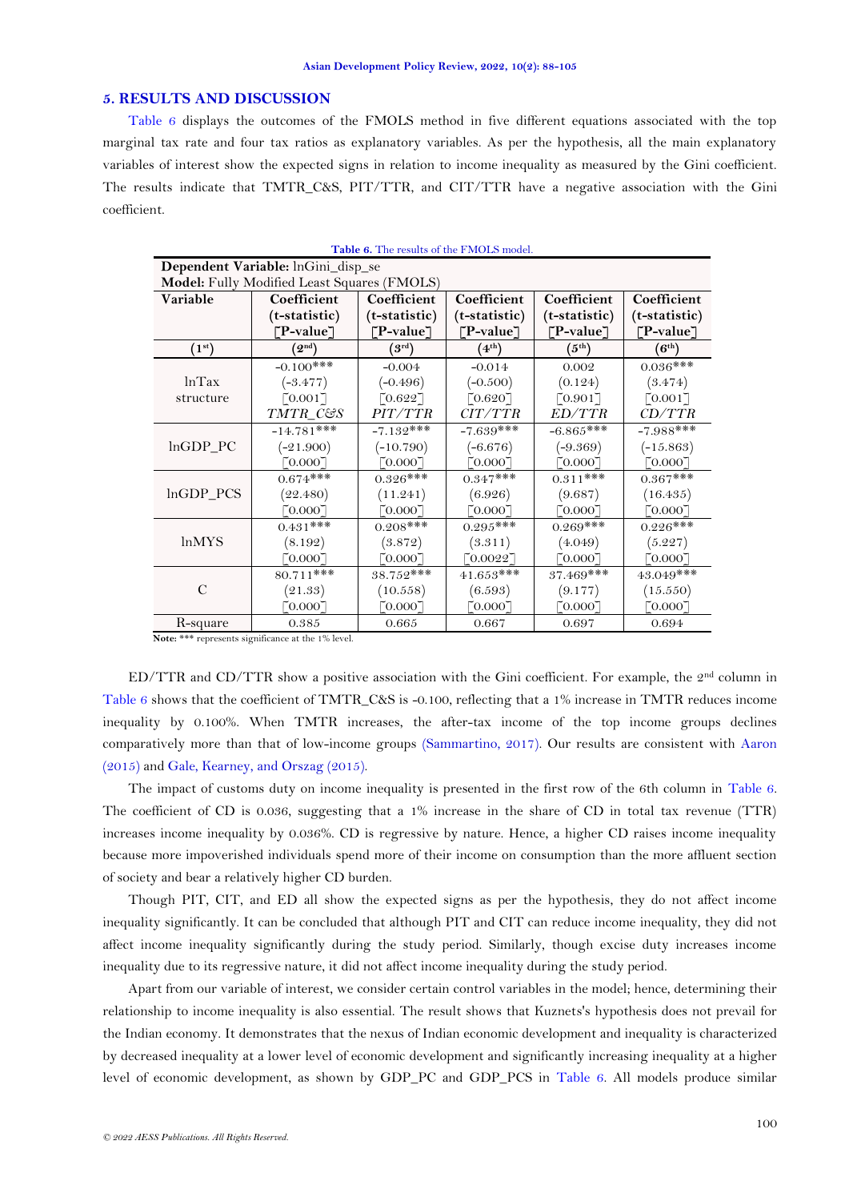## 5. RESULTS AND DISCUSSION

Table 6 displays the outcomes of the FMOLS method in five different equations associated with the top marginal tax rate and four tax ratios as explanatory variables. As per the hypothesis, all the main explanatory variables of interest show the expected signs in relation to income inequality as measured by the Gini coefficient. The results indicate that TMTR_C&S, PIT/TTR, and CIT/TTR have a negative association with the Gini coefficient.

**Table 6.** The results of the FMOLS model.

| **Dependent Variable:** lnGini_disp_se | | | | | |
|---|---|---|---|---|---|
| **Model:** Fully Modified Least Squares (FMOLS) | | | | | |
| **Variable** | **Coefficient (t-statistic) [P-value]** | **Coefficient (t-statistic) [P-value]** | **Coefficient (t-statistic) [P-value]** | **Coefficient (t-statistic) [P-value]** | **Coefficient (t-statistic) [P-value]** |
| **(1st)** | **(2nd)** | **(3rd)** | **(4th)** | **(5th)** | **(6th)** |
| lnTax structure | -0.100*** (-3.477) [0.001] *TMTR_C&S* | -0.004 (-0.496) [0.622] *PIT/TTR* | -0.014 (-0.500) [0.620] *CIT/TTR* | 0.002 (0.124) [0.901] *ED/TTR* | 0.036*** (3.474) [0.001] *CD/TTR* |
| lnGDP_PC | -14.781*** (-21.900) [0.000] | -7.132*** (-10.790) [0.000] | -7.639*** (-6.676) [0.000] | -6.865*** (-9.369) [0.000] | -7.988*** (-15.863) [0.000] |
| lnGDP_PCS | 0.674*** (22.480) [0.000] | 0.326*** (11.241) [0.000] | 0.347*** (6.926) [0.000] | 0.311*** (9.687) [0.000] | 0.367*** (16.435) [0.000] |
| lnMYS | 0.431*** (8.192) [0.000] | 0.208*** (3.872) [0.000] | 0.295*** (3.311) [0.0022] | 0.269*** (4.049) [0.000] | 0.226*** (5.227) [0.000] |
| C | 80.711*** (21.33) [0.000] | 38.752*** (10.558) [0.000] | 41.653*** (6.593) [0.000] | 37.469*** (9.177) [0.000] | 43.049*** (15.550) [0.000] |
| R-square | 0.385 | 0.665 | 0.667 | 0.697 | 0.694 |

**Note:** *** represents significance at the 1% level.

ED/TTR and CD/TTR show a positive association with the Gini coefficient. For example, the 2nd column in Table 6 shows that the coefficient of TMTR_C&S is -0.100, reflecting that a 1% increase in TMTR reduces income inequality by 0.100%. When TMTR increases, the after-tax income of the top income groups declines comparatively more than that of low-income groups (Sammartino, 2017). Our results are consistent with Aaron (2015) and Gale, Kearney, and Orszag (2015).

The impact of customs duty on income inequality is presented in the first row of the 6th column in Table 6. The coefficient of CD is 0.036, suggesting that a 1% increase in the share of CD in total tax revenue (TTR) increases income inequality by 0.036%. CD is regressive by nature. Hence, a higher CD raises income inequality because more impoverished individuals spend more of their income on consumption than the more affluent section of society and bear a relatively higher CD burden.

Though PIT, CIT, and ED all show the expected signs as per the hypothesis, they do not affect income inequality significantly. It can be concluded that although PIT and CIT can reduce income inequality, they did not affect income inequality significantly during the study period. Similarly, though excise duty increases income inequality due to its regressive nature, it did not affect income inequality during the study period.

Apart from our variable of interest, we consider certain control variables in the model; hence, determining their relationship to income inequality is also essential. The result shows that Kuznets's hypothesis does not prevail for the Indian economy. It demonstrates that the nexus of Indian economic development and inequality is characterized by decreased inequality at a lower level of economic development and significantly increasing inequality at a higher level of economic development, as shown by GDP_PC and GDP_PCS in Table 6. All models produce similar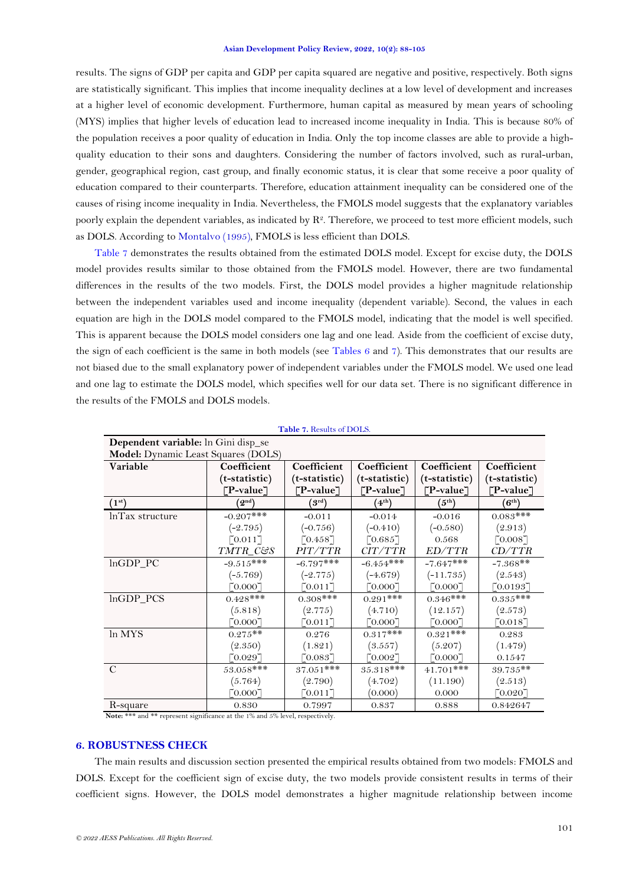results. The signs of GDP per capita and GDP per capita squared are negative and positive, respectively. Both signs are statistically significant. This implies that income inequality declines at a low level of development and increases at a higher level of economic development. Furthermore, human capital as measured by mean years of schooling (MYS) implies that higher levels of education lead to increased income inequality in India. This is because 80% of the population receives a poor quality of education in India. Only the top income classes are able to provide a high-quality education to their sons and daughters. Considering the number of factors involved, such as rural-urban, gender, geographical region, cast group, and finally economic status, it is clear that some receive a poor quality of education compared to their counterparts. Therefore, education attainment inequality can be considered one of the causes of rising income inequality in India. Nevertheless, the FMOLS model suggests that the explanatory variables poorly explain the dependent variables, as indicated by $R^2$. Therefore, we proceed to test more efficient models, such as DOLS. According to Montalvo (1995), FMOLS is less efficient than DOLS.

Table 7 demonstrates the results obtained from the estimated DOLS model. Except for excise duty, the DOLS model provides results similar to those obtained from the FMOLS model. However, there are two fundamental differences in the results of the two models. First, the DOLS model provides a higher magnitude relationship between the independent variables used and income inequality (dependent variable). Second, the values in each equation are high in the DOLS model compared to the FMOLS model, indicating that the model is well specified. This is apparent because the DOLS model considers one lag and one lead. Aside from the coefficient of excise duty, the sign of each coefficient is the same in both models (see Tables 6 and 7). This demonstrates that our results are not biased due to the small explanatory power of independent variables under the FMOLS model. We used one lead and one lag to estimate the DOLS model, which specifies well for our data set. There is no significant difference in the results of the FMOLS and DOLS models.

**Table 7.** Results of DOLS.

**Dependent variable:** ln Gini disp_se
**Model:** Dynamic Least Squares (DOLS)

| Variable | Coefficient (t-statistic) [P-value] | Coefficient (t-statistic) [P-value] | Coefficient (t-statistic) [P-value] | Coefficient (t-statistic) [P-value] | Coefficient (t-statistic) [P-value] |
|---|---|---|---|---|---|
| (1st) | (2nd) | (3rd) | (4th) | (5th) | (6th) |
| lnTax structure | -0.207*** (-2.795) [0.011] *TMTR_C&S* | -0.011 (-0.756) [0.458] *PIT/TTR* | -0.014 (-0.410) [0.685] *CIT/TTR* | -0.016 (-0.580) 0.568 *ED/TTR* | 0.083*** (2.913) [0.008] *CD/TTR* |
| lnGDP_PC | -9.515*** (-5.769) [0.000] | -6.797*** (-2.775) [0.011] | -6.454*** (-4.679) [0.000] | -7.647*** (-11.735) [0.000] | -7.368** (2.543) [0.0193] |
| lnGDP_PCS | 0.428*** (5.818) [0.000] | 0.308*** (2.775) [0.011] | 0.291*** (4.710) [0.000] | 0.346*** (12.157) [0.000] | 0.335*** (2.573) [0.018] |
| ln MYS | 0.275** (2.350) [0.029] | 0.276 (1.821) [0.083] | 0.317*** (3.557) [0.002] | 0.321*** (5.207) [0.000] | 0.283 (1.479) 0.1547 |
| C | 53.058*** (5.764) [0.000] | 37.051*** (2.790) [0.011] | 35.318*** (4.702) (0.000) | 41.701*** (11.190) 0.000 | 39.735** (2.513) [0.020] |
| R-square | 0.830 | 0.7997 | 0.837 | 0.888 | 0.842647 |

**Note:** *** and ** represent significance at the 1% and 5% level, respectively.

## 6. ROBUSTNESS CHECK

The main results and discussion section presented the empirical results obtained from two models: FMOLS and DOLS. Except for the coefficient sign of excise duty, the two models provide consistent results in terms of their coefficient signs. However, the DOLS model demonstrates a higher magnitude relationship between income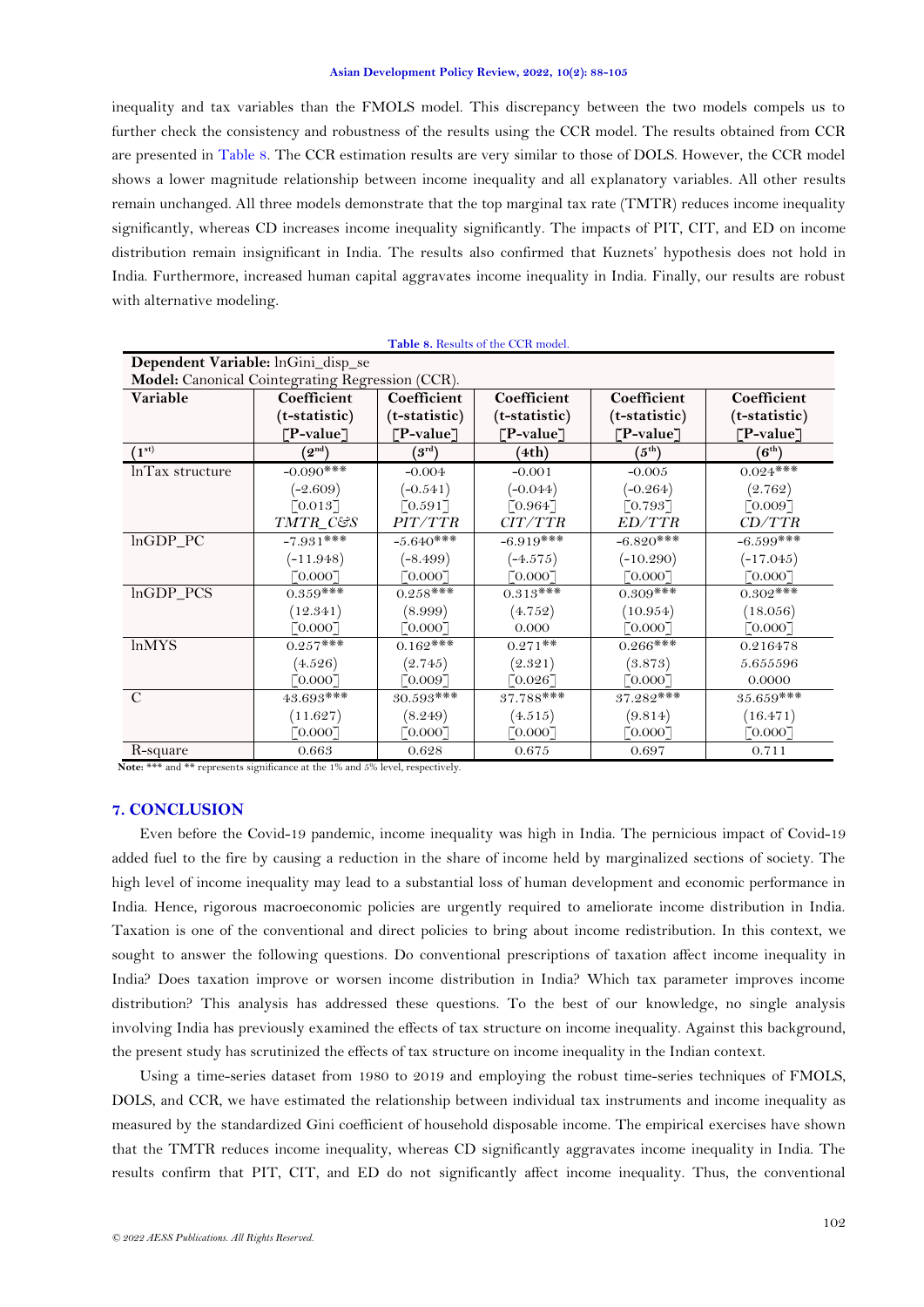inequality and tax variables than the FMOLS model. This discrepancy between the two models compels us to further check the consistency and robustness of the results using the CCR model. The results obtained from CCR are presented in Table 8. The CCR estimation results are very similar to those of DOLS. However, the CCR model shows a lower magnitude relationship between income inequality and all explanatory variables. All other results remain unchanged. All three models demonstrate that the top marginal tax rate (TMTR) reduces income inequality significantly, whereas CD increases income inequality significantly. The impacts of PIT, CIT, and ED on income distribution remain insignificant in India. The results also confirmed that Kuznets' hypothesis does not hold in India. Furthermore, increased human capital aggravates income inequality in India. Finally, our results are robust with alternative modeling.

**Table 8.** Results of the CCR model.

| **Dependent Variable:** lnGini_disp_se | | | | | |
|---|---|---|---|---|---|
| **Model:** Canonical Cointegrating Regression (CCR). | | | | | |
| **Variable** | **Coefficient (t-statistic) [P-value]** | **Coefficient (t-statistic) [P-value]** | **Coefficient (t-statistic) [P-value]** | **Coefficient (t-statistic) [P-value]** | **Coefficient (t-statistic) [P-value]** |
| (1st) | (2nd) | (3rd) | (4th) | (5th) | (6th) |
| lnTax structure | -0.090*** (-2.609) [0.013] *TMTR_C&S* | -0.004 (-0.541) [0.591] *PIT/TTR* | -0.001 (-0.044) [0.964] *CIT/TTR* | -0.005 (-0.264) [0.793] *ED/TTR* | 0.024*** (2.762) [0.009] *CD/TTR* |
| lnGDP_PC | -7.931*** (-11.948) [0.000] | -5.640*** (-8.499) [0.000] | -6.919*** (-4.575) [0.000] | -6.820*** (-10.290) [0.000] | -6.599*** (-17.045) [0.000] |
| lnGDP_PCS | 0.359*** (12.341) [0.000] | 0.258*** (8.999) [0.000] | 0.313*** (4.752) 0.000 | 0.309*** (10.954) [0.000] | 0.302*** (18.056) [0.000] |
| lnMYS | 0.257*** (4.526) [0.000] | 0.162*** (2.745) [0.009] | 0.271** (2.321) [0.026] | 0.266*** (3.873) [0.000] | 0.216478 5.655596 0.0000 |
| C | 43.693*** (11.627) [0.000] | 30.593*** (8.249) [0.000] | 37.788*** (4.515) [0.000] | 37.282*** (9.814) [0.000] | 35.659*** (16.471) [0.000] |
| R-square | 0.663 | 0.628 | 0.675 | 0.697 | 0.711 |

**Note:** *** and ** represents significance at the 1% and 5% level, respectively.

## 7. CONCLUSION

Even before the Covid-19 pandemic, income inequality was high in India. The pernicious impact of Covid-19 added fuel to the fire by causing a reduction in the share of income held by marginalized sections of society. The high level of income inequality may lead to a substantial loss of human development and economic performance in India. Hence, rigorous macroeconomic policies are urgently required to ameliorate income distribution in India. Taxation is one of the conventional and direct policies to bring about income redistribution. In this context, we sought to answer the following questions. Do conventional prescriptions of taxation affect income inequality in India? Does taxation improve or worsen income distribution in India? Which tax parameter improves income distribution? This analysis has addressed these questions. To the best of our knowledge, no single analysis involving India has previously examined the effects of tax structure on income inequality. Against this background, the present study has scrutinized the effects of tax structure on income inequality in the Indian context.

Using a time-series dataset from 1980 to 2019 and employing the robust time-series techniques of FMOLS, DOLS, and CCR, we have estimated the relationship between individual tax instruments and income inequality as measured by the standardized Gini coefficient of household disposable income. The empirical exercises have shown that the TMTR reduces income inequality, whereas CD significantly aggravates income inequality in India. The results confirm that PIT, CIT, and ED do not significantly affect income inequality. Thus, the conventional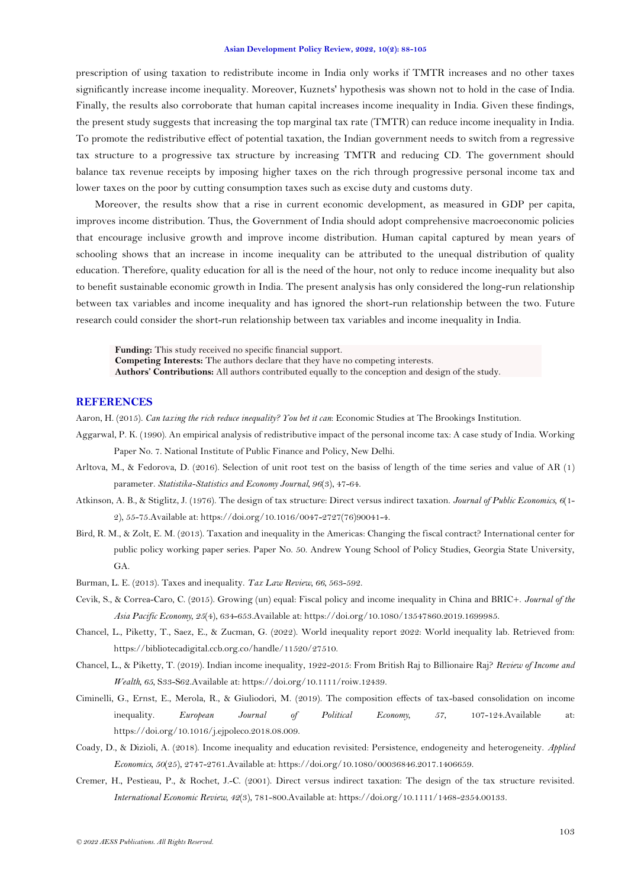prescription of using taxation to redistribute income in India only works if TMTR increases and no other taxes significantly increase income inequality. Moreover, Kuznets' hypothesis was shown not to hold in the case of India. Finally, the results also corroborate that human capital increases income inequality in India. Given these findings, the present study suggests that increasing the top marginal tax rate (TMTR) can reduce income inequality in India. To promote the redistributive effect of potential taxation, the Indian government needs to switch from a regressive tax structure to a progressive tax structure by increasing TMTR and reducing CD. The government should balance tax revenue receipts by imposing higher taxes on the rich through progressive personal income tax and lower taxes on the poor by cutting consumption taxes such as excise duty and customs duty.

Moreover, the results show that a rise in current economic development, as measured in GDP per capita, improves income distribution. Thus, the Government of India should adopt comprehensive macroeconomic policies that encourage inclusive growth and improve income distribution. Human capital captured by mean years of schooling shows that an increase in income inequality can be attributed to the unequal distribution of quality education. Therefore, quality education for all is the need of the hour, not only to reduce income inequality but also to benefit sustainable economic growth in India. The present analysis has only considered the long-run relationship between tax variables and income inequality and has ignored the short-run relationship between the two. Future research could consider the short-run relationship between tax variables and income inequality in India.

**Funding:** This study received no specific financial support.
**Competing Interests:** The authors declare that they have no competing interests.
**Authors' Contributions:** All authors contributed equally to the conception and design of the study.

## REFERENCES

Aaron, H. (2015). *Can taxing the rich reduce inequality? You bet it can*: Economic Studies at The Brookings Institution.

Aggarwal, P. K. (1990). An empirical analysis of redistributive impact of the personal income tax: A case study of India. Working Paper No. 7. National Institute of Public Finance and Policy, New Delhi.

Arltova, M., & Fedorova, D. (2016). Selection of unit root test on the basiss of length of the time series and value of AR (1) parameter. *Statistika-Statistics and Economy Journal*, *96*(3), 47-64.

Atkinson, A. B., & Stiglitz, J. (1976). The design of tax structure: Direct versus indirect taxation. *Journal of Public Economics*, *6*(1-2), 55-75.Available at: https://doi.org/10.1016/0047-2727(76)90041-4.

Bird, R. M., & Zolt, E. M. (2013). Taxation and inequality in the Americas: Changing the fiscal contract? International center for public policy working paper series. Paper No. 50. Andrew Young School of Policy Studies, Georgia State University, GA.

Burman, L. E. (2013). Taxes and inequality. *Tax Law Review*, *66*, 563-592.

Cevik, S., & Correa-Caro, C. (2015). Growing (un) equal: Fiscal policy and income inequality in China and BRIC+. *Journal of the Asia Pacific Economy*, *25*(4), 634-653.Available at: https://doi.org/10.1080/13547860.2019.1699985.

Chancel, L., Piketty, T., Saez, E., & Zucman, G. (2022). World inequality report 2022: World inequality lab. Retrieved from: https://bibliotecadigital.ccb.org.co/handle/11520/27510.

Chancel, L., & Piketty, T. (2019). Indian income inequality, 1922-2015: From British Raj to Billionaire Raj? *Review of Income and Wealth*, *65*, S33-S62.Available at: https://doi.org/10.1111/roiw.12439.

Ciminelli, G., Ernst, E., Merola, R., & Giuliodori, M. (2019). The composition effects of tax-based consolidation on income inequality. *European Journal of Political Economy*, *57*, 107-124.Available at: https://doi.org/10.1016/j.ejpoleco.2018.08.009.

Coady, D., & Dizioli, A. (2018). Income inequality and education revisited: Persistence, endogeneity and heterogeneity. *Applied Economics*, *50*(25), 2747-2761.Available at: https://doi.org/10.1080/00036846.2017.1406659.

Cremer, H., Pestieau, P., & Rochet, J.-C. (2001). Direct versus indirect taxation: The design of the tax structure revisited. *International Economic Review*, *42*(3), 781-800.Available at: https://doi.org/10.1111/1468-2354.00133.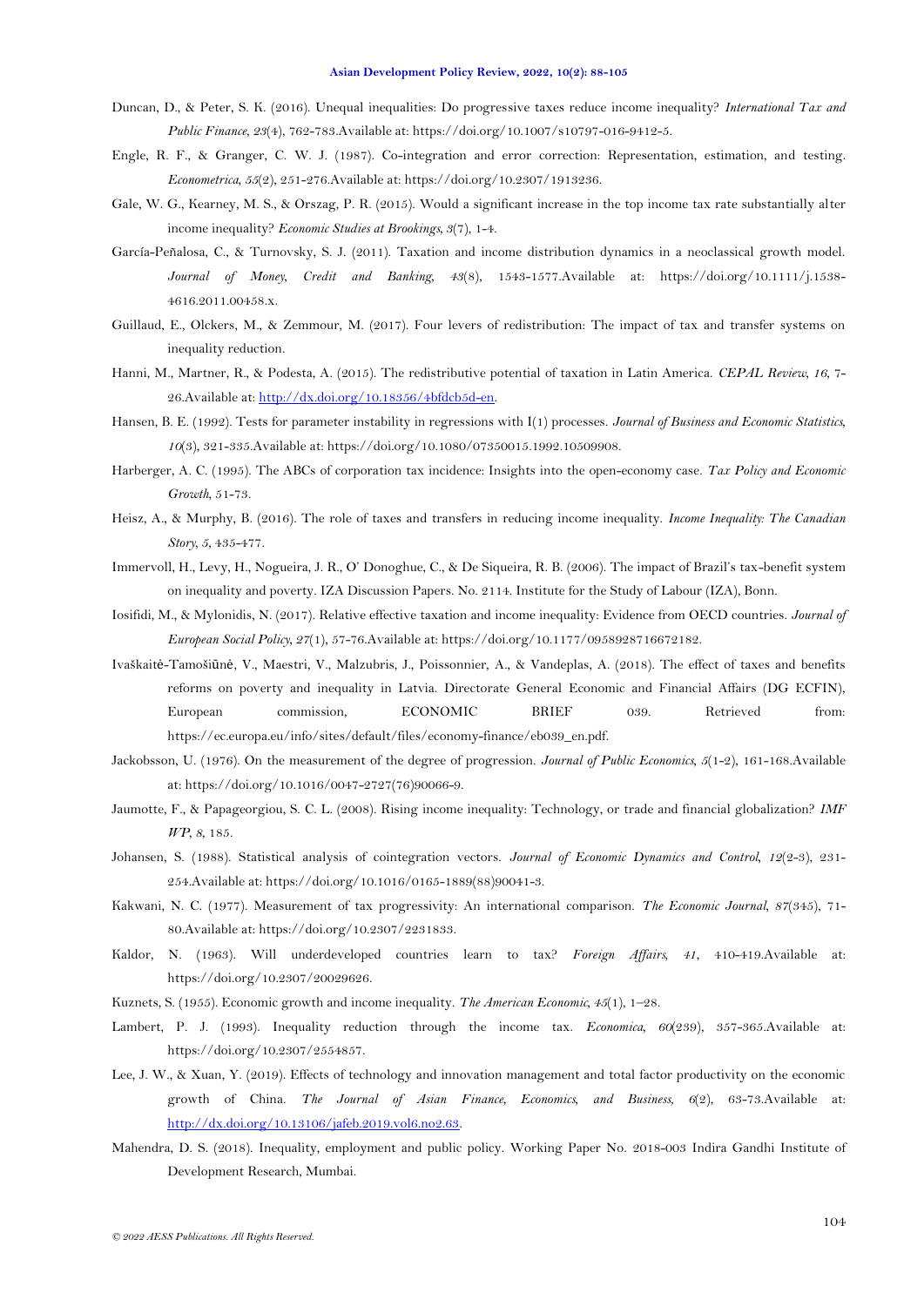Duncan, D., & Peter, S. K. (2016). Unequal inequalities: Do progressive taxes reduce income inequality? *International Tax and Public Finance, 23*(4), 762-783.Available at: https://doi.org/10.1007/s10797-016-9412-5.

Engle, R. F., & Granger, C. W. J. (1987). Co-integration and error correction: Representation, estimation, and testing. *Econometrica, 55*(2), 251-276.Available at: https://doi.org/10.2307/1913236.

Gale, W. G., Kearney, M. S., & Orszag, P. R. (2015). Would a significant increase in the top income tax rate substantially alter income inequality? *Economic Studies at Brookings, 3*(7), 1-4.

García-Peñalosa, C., & Turnovsky, S. J. (2011). Taxation and income distribution dynamics in a neoclassical growth model. *Journal of Money, Credit and Banking, 43*(8), 1543-1577.Available at: https://doi.org/10.1111/j.1538-4616.2011.00458.x.

Guillaud, E., Olckers, M., & Zemmour, M. (2017). Four levers of redistribution: The impact of tax and transfer systems on inequality reduction.

Hanni, M., Martner, R., & Podesta, A. (2015). The redistributive potential of taxation in Latin America. *CEPAL Review, 16*, 7-26.Available at: http://dx.doi.org/10.18356/4bfdcb5d-en.

Hansen, B. E. (1992). Tests for parameter instability in regressions with I(1) processes. *Journal of Business and Economic Statistics, 10*(3), 321-335.Available at: https://doi.org/10.1080/07350015.1992.10509908.

Harberger, A. C. (1995). The ABCs of corporation tax incidence: Insights into the open-economy case. *Tax Policy and Economic Growth*, 51-73.

Heisz, A., & Murphy, B. (2016). The role of taxes and transfers in reducing income inequality. *Income Inequality: The Canadian Story, 5*, 435-477.

Immervoll, H., Levy, H., Nogueira, J. R., O' Donoghue, C., & De Siqueira, R. B. (2006). The impact of Brazil's tax-benefit system on inequality and poverty. IZA Discussion Papers. No. 2114. Institute for the Study of Labour (IZA), Bonn.

Iosifidi, M., & Mylonidis, N. (2017). Relative effective taxation and income inequality: Evidence from OECD countries. *Journal of European Social Policy, 27*(1), 57-76.Available at: https://doi.org/10.1177/0958928716672182.

Ivaškaitė-Tamošiūnė, V., Maestri, V., Malzubris, J., Poissonnier, A., & Vandeplas, A. (2018). The effect of taxes and benefits reforms on poverty and inequality in Latvia. Directorate General Economic and Financial Affairs (DG ECFIN), European commission, ECONOMIC BRIEF 039. Retrieved from: https://ec.europa.eu/info/sites/default/files/economy-finance/eb039_en.pdf.

Jackobsson, U. (1976). On the measurement of the degree of progression. *Journal of Public Economics, 5*(1-2), 161-168.Available at: https://doi.org/10.1016/0047-2727(76)90066-9.

Jaumotte, F., & Papageorgiou, S. C. L. (2008). Rising income inequality: Technology, or trade and financial globalization? *IMF WP, 8*, 185.

Johansen, S. (1988). Statistical analysis of cointegration vectors. *Journal of Economic Dynamics and Control, 12*(2-3), 231-254.Available at: https://doi.org/10.1016/0165-1889(88)90041-3.

Kakwani, N. C. (1977). Measurement of tax progressivity: An international comparison. *The Economic Journal, 87*(345), 71-80.Available at: https://doi.org/10.2307/2231833.

Kaldor, N. (1963). Will underdeveloped countries learn to tax? *Foreign Affairs, 41*, 410-419.Available at: https://doi.org/10.2307/20029626.

Kuznets, S. (1955). Economic growth and income inequality. *The American Economic, 45*(1), 1–28.

Lambert, P. J. (1993). Inequality reduction through the income tax. *Economica, 60*(239), 357-365.Available at: https://doi.org/10.2307/2554857.

Lee, J. W., & Xuan, Y. (2019). Effects of technology and innovation management and total factor productivity on the economic growth of China. *The Journal of Asian Finance, Economics, and Business, 6*(2), 63-73.Available at: http://dx.doi.org/10.13106/jafeb.2019.vol6.no2.63.

Mahendra, D. S. (2018). Inequality, employment and public policy. Working Paper No. 2018-003 Indira Gandhi Institute of Development Research, Mumbai.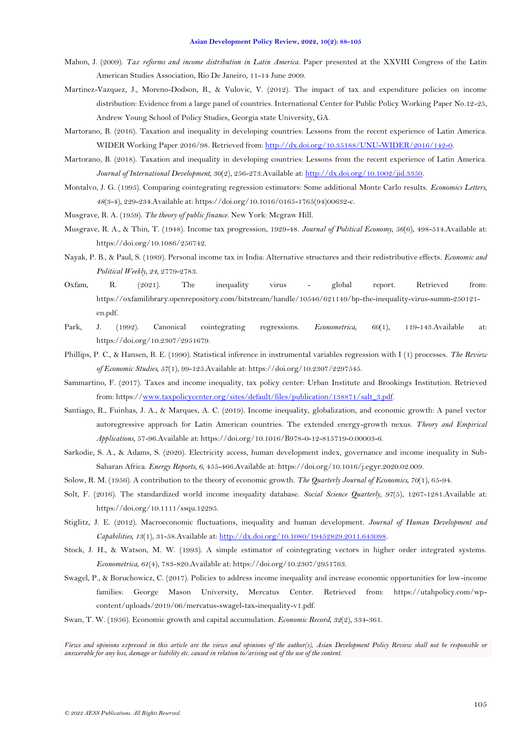Mahon, J. (2009). *Tax reforms and income distribution in Latin America.* Paper presented at the XXVIII Congress of the Latin American Studies Association, Rio De Janeiro, 11-14 June 2009.

Martinez-Vazquez, J., Moreno-Dodson, B., & Vulovic, V. (2012). The impact of tax and expenditure policies on income distribution: Evidence from a large panel of countries. International Center for Public Policy Working Paper No.12-25, Andrew Young School of Policy Studies, Georgia state University, GA.

Martorano, B. (2016). Taxation and inequality in developing countries: Lessons from the recent experience of Latin America. WIDER Working Paper 2016/98. Retrieved from: http://dx.doi.org/10.35188/UNU-WIDER/2016/142-0.

Martorano, B. (2018). Taxation and inequality in developing countries: Lessons from the recent experience of Latin America. *Journal of International Development, 30*(2), 256-273.Available at: http://dx.doi.org/10.1002/jid.3350.

Montalvo, J. G. (1995). Comparing cointegrating regression estimators: Some additional Monte Carlo results. *Economics Letters, 48*(3-4), 229-234.Available at: https://doi.org/10.1016/0165-1765(94)00632-c.

Musgrave, R. A. (1959). *The theory of public finance.* New York: Mcgraw Hill.

Musgrave, R. A., & Thin, T. (1948). Income tax progression, 1929-48. *Journal of Political Economy, 56*(6), 498-514.Available at: https://doi.org/10.1086/256742.

Nayak, P. B., & Paul, S. (1989). Personal income tax in India: Alternative structures and their redistributive effects. *Economic and Political Weekly, 24*, 2779-2783.

Oxfam, R. (2021). The inequality virus - global report. Retrieved from: https://oxfamilibrary.openrepository.com/bitstream/handle/10546/621149/bp-the-inequality-virus-summ-250121-en.pdf.

Park, J. (1992). Canonical cointegrating regressions. *Econometrica, 60*(1), 119-143.Available at: https://doi.org/10.2307/2951679.

Phillips, P. C., & Hansen, B. E. (1990). Statistical inference in instrumental variables regression with I (1) processes. *The Review of Economic Studies, 57*(1), 99-125.Available at: https://doi.org/10.2307/2297545.

Sammartino, F. (2017). Taxes and income inequality, tax policy center: Urban Institute and Brookings Institution. Retrieved from: https://www.taxpolicycenter.org/sites/default/files/publication/138871/salt_3.pdf.

Santiago, R., Fuinhas, J. A., & Marques, A. C. (2019). Income inequality, globalization, and economic growth: A panel vector autoregressive approach for Latin American countries. The extended energy-growth nexus. *Theory and Empirical Applications*, 57-96.Available at: https://doi.org/10.1016/B978-0-12-815719-0.00003-6.

Sarkodie, S. A., & Adams, S. (2020). Electricity access, human development index, governance and income inequality in Sub-Saharan Africa. *Energy Reports, 6*, 455-466.Available at: https://doi.org/10.1016/j.egyr.2020.02.009.

Solow, R. M. (1956). A contribution to the theory of economic growth. *The Quarterly Journal of Economics, 70*(1), 65-94.

Solt, F. (2016). The standardized world income inequality database. *Social Science Quarterly, 97*(5), 1267-1281.Available at: https://doi.org/10.1111/ssqu.12295.

Stiglitz, J. E. (2012). Macroeconomic fluctuations, inequality and human development. *Journal of Human Development and Capabilities, 13*(1), 31-58.Available at: http://dx.doi.org/10.1080/19452829.2011.643098.

Stock, J. H., & Watson, M. W. (1993). A simple estimator of cointegrating vectors in higher order integrated systems. *Econometrica, 61*(4), 783-820.Available at: https://doi.org/10.2307/2951763.

Swagel, P., & Boruchowicz, C. (2017). Policies to address income inequality and increase economic opportunities for low-income families: George Mason University, Mercatus Center. Retrieved from: https://utahpolicy.com/wp-content/uploads/2019/06/mercatus-swagel-tax-inequality-v1.pdf.

Swan, T. W. (1956). Economic growth and capital accumulation. *Economic Record, 32*(2), 334-361.

*Views and opinions expressed in this article are the views and opinions of the author(s), Asian Development Policy Review shall not be responsible or answerable for any loss, damage or liability etc. caused in relation to/arising out of the use of the content.*